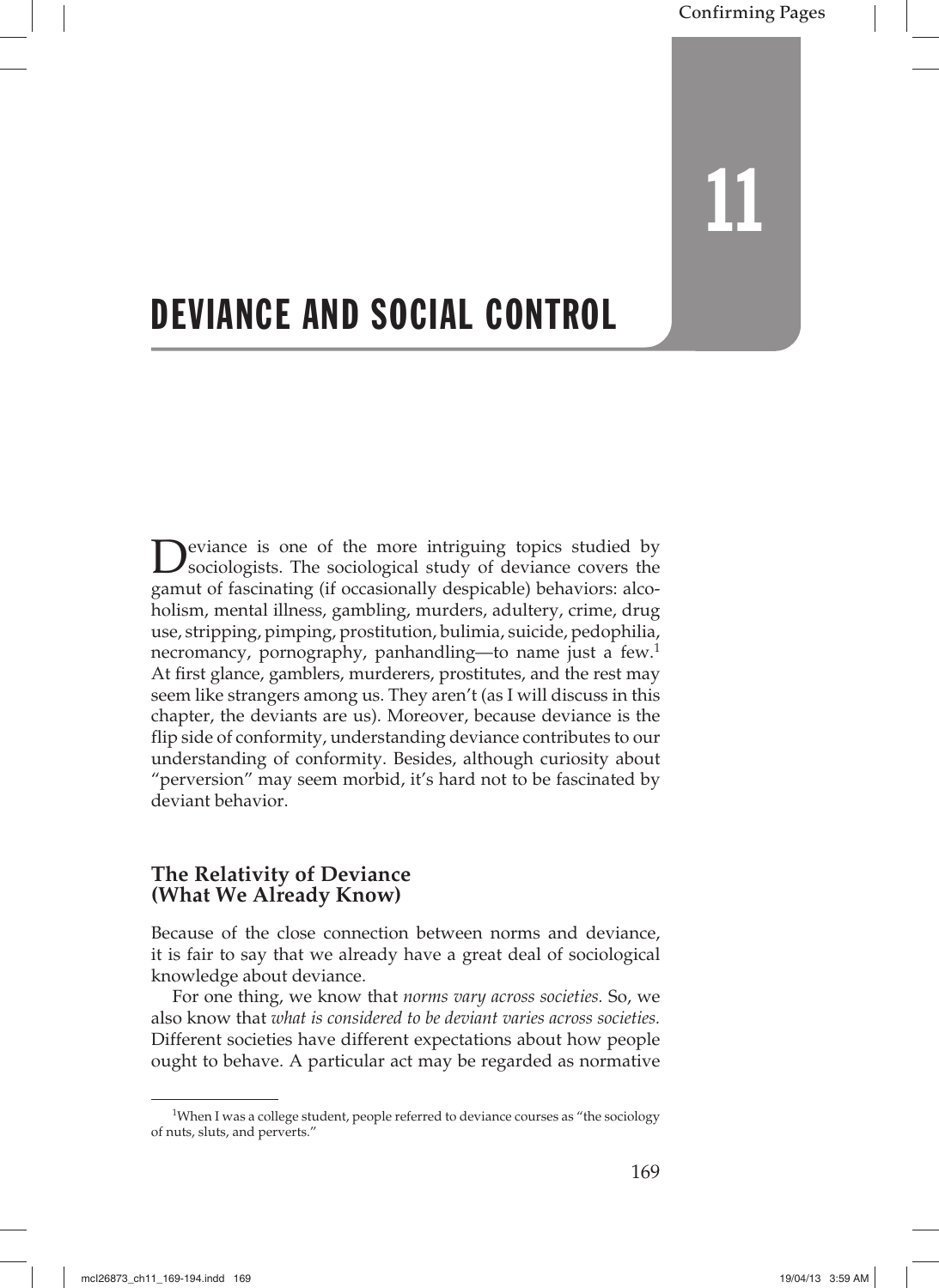# 11

# DEVIANCE AND SOCIAL CONTROL

Deviance is one of the more intriguing topics studied by sociologists. The sociological study of deviance covers the gamut of fascinating (if occasionally despicable) behaviors: alcoholism, mental illness, gambling, murders, adultery, crime, drug use, stripping, pimping, prostitution, bulimia, suicide, pedophilia, necromancy, pornography, panhandling—to name just a few.[1] At first glance, gamblers, murderers, prostitutes, and the rest may seem like strangers among us. They aren't (as I will discuss in this chapter, the deviants are us). Moreover, because deviance is the flip side of conformity, understanding deviance contributes to our understanding of conformity. Besides, although curiosity about "perversion" may seem morbid, it's hard not to be fascinated by deviant behavior.

## The Relativity of Deviance (What We Already Know)

Because of the close connection between norms and deviance, it is fair to say that we already have a great deal of sociological knowledge about deviance.

For one thing, we know that *norms vary across societies.* So, we also know that *what is considered to be deviant varies across societies.* Different societies have different expectations about how people ought to behave. A particular act may be regarded as normative

[1] When I was a college student, people referred to deviance courses as "the sociology of nuts, sluts, and perverts."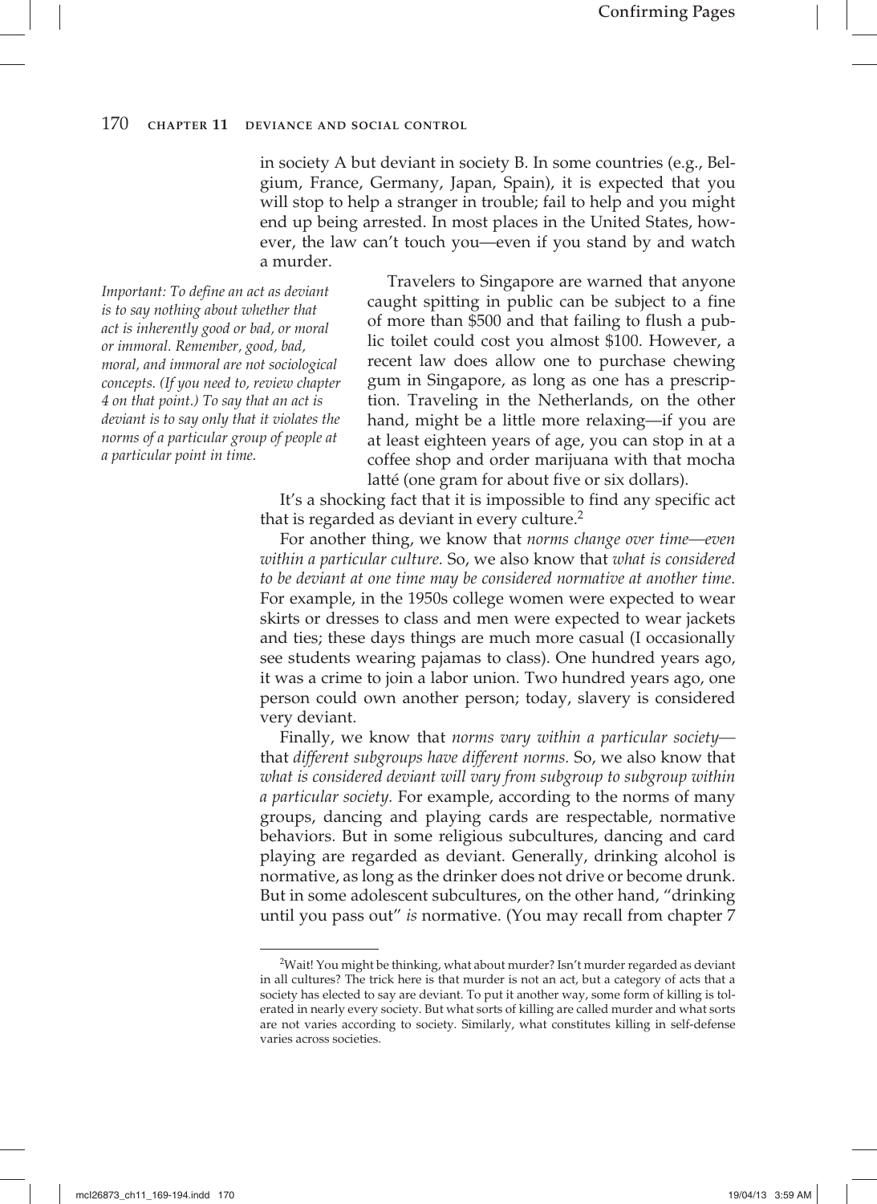in society A but deviant in society B. In some countries (e.g., Belgium, France, Germany, Japan, Spain), it is expected that you will stop to help a stranger in trouble; fail to help and you might end up being arrested. In most places in the United States, however, the law can't touch you—even if you stand by and watch a murder.

*Important: To define an act as deviant is to say nothing about whether that act is inherently good or bad, or moral or immoral. Remember, good, bad, moral, and immoral are not sociological concepts. (If you need to, review chapter 4 on that point.) To say that an act is deviant is to say only that it violates the norms of a particular group of people at a particular point in time.*

Travelers to Singapore are warned that anyone caught spitting in public can be subject to a fine of more than $500 and that failing to flush a public toilet could cost you almost $100. However, a recent law does allow one to purchase chewing gum in Singapore, as long as one has a prescription. Traveling in the Netherlands, on the other hand, might be a little more relaxing—if you are at least eighteen years of age, you can stop in at a coffee shop and order marijuana with that mocha latté (one gram for about five or six dollars).

It's a shocking fact that it is impossible to find any specific act that is regarded as deviant in every culture.[2]

For another thing, we know that *norms change over time—even within a particular culture.* So, we also know that *what is considered to be deviant at one time may be considered normative at another time.* For example, in the 1950s college women were expected to wear skirts or dresses to class and men were expected to wear jackets and ties; these days things are much more casual (I occasionally see students wearing pajamas to class). One hundred years ago, it was a crime to join a labor union. Two hundred years ago, one person could own another person; today, slavery is considered very deviant.

Finally, we know that *norms vary within a particular society*—that *different subgroups have different norms.* So, we also know that *what is considered deviant will vary from subgroup to subgroup within a particular society.* For example, according to the norms of many groups, dancing and playing cards are respectable, normative behaviors. But in some religious subcultures, dancing and card playing are regarded as deviant. Generally, drinking alcohol is normative, as long as the drinker does not drive or become drunk. But in some adolescent subcultures, on the other hand, "drinking until you pass out" *is* normative. (You may recall from chapter 7

[2]Wait! You might be thinking, what about murder? Isn't murder regarded as deviant in all cultures? The trick here is that murder is not an act, but a category of acts that a society has elected to say are deviant. To put it another way, some form of killing is tolerated in nearly every society. But what sorts of killing are called murder and what sorts are not varies according to society. Similarly, what constitutes killing in self-defense varies across societies.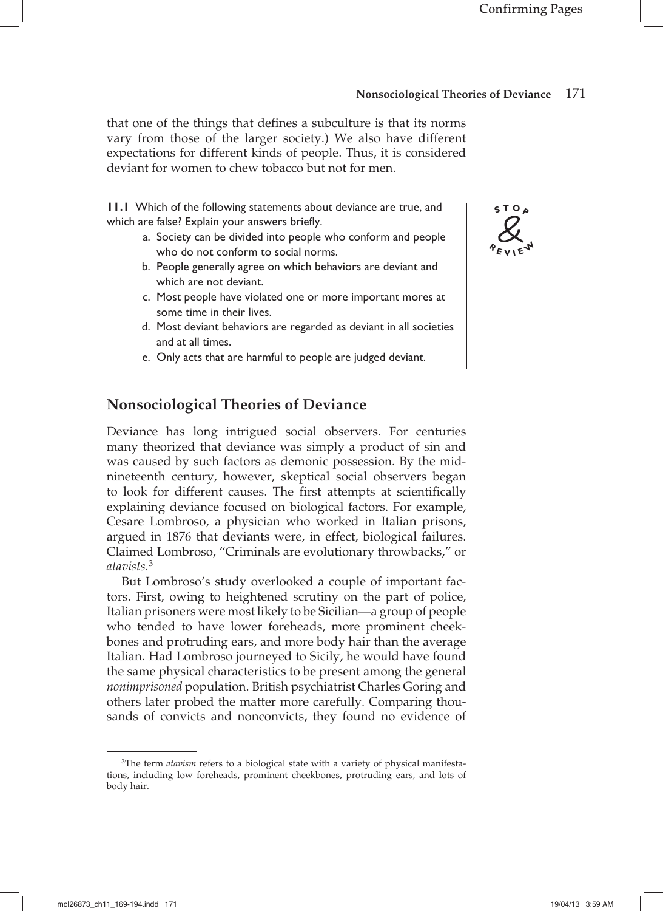that one of the things that defines a subculture is that its norms vary from those of the larger society.) We also have different expectations for different kinds of people. Thus, it is considered deviant for women to chew tobacco but not for men.

**11.1** Which of the following statements about deviance are true, and which are false? Explain your answers briefly.

a. Society can be divided into people who conform and people who do not conform to social norms.
b. People generally agree on which behaviors are deviant and which are not deviant.
c. Most people have violated one or more important mores at some time in their lives.
d. Most deviant behaviors are regarded as deviant in all societies and at all times.
e. Only acts that are harmful to people are judged deviant.

STOP & REVIEW

## Nonsociological Theories of Deviance

Deviance has long intrigued social observers. For centuries many theorized that deviance was simply a product of sin and was caused by such factors as demonic possession. By the mid-nineteenth century, however, skeptical social observers began to look for different causes. The first attempts at scientifically explaining deviance focused on biological factors. For example, Cesare Lombroso, a physician who worked in Italian prisons, argued in 1876 that deviants were, in effect, biological failures. Claimed Lombroso, "Criminals are evolutionary throwbacks," or *atavists*.[3]

But Lombroso's study overlooked a couple of important factors. First, owing to heightened scrutiny on the part of police, Italian prisoners were most likely to be Sicilian—a group of people who tended to have lower foreheads, more prominent cheekbones and protruding ears, and more body hair than the average Italian. Had Lombroso journeyed to Sicily, he would have found the same physical characteristics to be present among the general *nonimprisoned* population. British psychiatrist Charles Goring and others later probed the matter more carefully. Comparing thousands of convicts and nonconvicts, they found no evidence of

[3]The term *atavism* refers to a biological state with a variety of physical manifestations, including low foreheads, prominent cheekbones, protruding ears, and lots of body hair.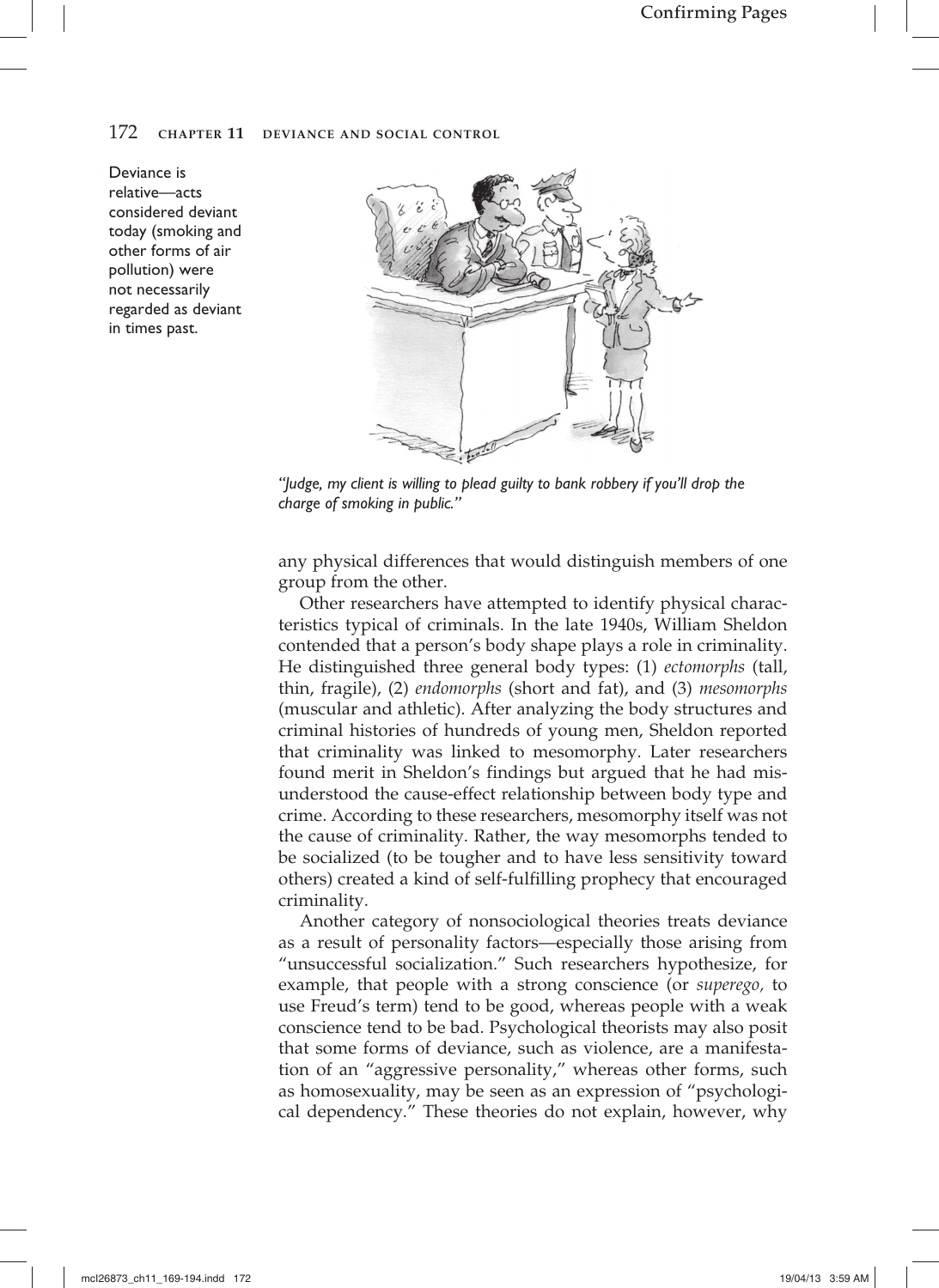Deviance is relative—acts considered deviant today (smoking and other forms of air pollution) were not necessarily regarded as deviant in times past.

*"Judge, my client is willing to plead guilty to bank robbery if you'll drop the charge of smoking in public."*

any physical differences that would distinguish members of one group from the other.

Other researchers have attempted to identify physical characteristics typical of criminals. In the late 1940s, William Sheldon contended that a person's body shape plays a role in criminality. He distinguished three general body types: (1) *ectomorphs* (tall, thin, fragile), (2) *endomorphs* (short and fat), and (3) *mesomorphs* (muscular and athletic). After analyzing the body structures and criminal histories of hundreds of young men, Sheldon reported that criminality was linked to mesomorphy. Later researchers found merit in Sheldon's findings but argued that he had misunderstood the cause-effect relationship between body type and crime. According to these researchers, mesomorphy itself was not the cause of criminality. Rather, the way mesomorphs tended to be socialized (to be tougher and to have less sensitivity toward others) created a kind of self-fulfilling prophecy that encouraged criminality.

Another category of nonsociological theories treats deviance as a result of personality factors—especially those arising from "unsuccessful socialization." Such researchers hypothesize, for example, that people with a strong conscience (or *superego,* to use Freud's term) tend to be good, whereas people with a weak conscience tend to be bad. Psychological theorists may also posit that some forms of deviance, such as violence, are a manifestation of an "aggressive personality," whereas other forms, such as homosexuality, may be seen as an expression of "psychological dependency." These theories do not explain, however, why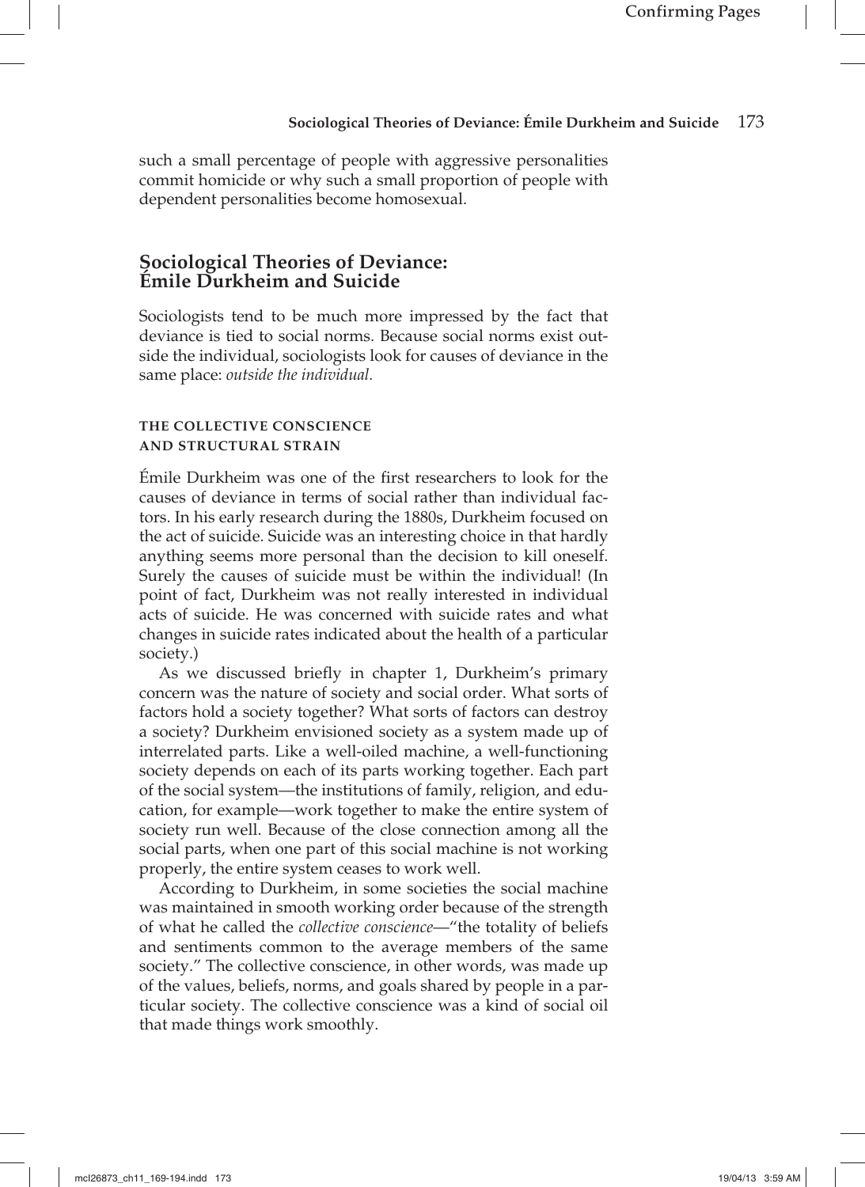such a small percentage of people with aggressive personalities commit homicide or why such a small proportion of people with dependent personalities become homosexual.

## Sociological Theories of Deviance: Émile Durkheim and Suicide

Sociologists tend to be much more impressed by the fact that deviance is tied to social norms. Because social norms exist outside the individual, sociologists look for causes of deviance in the same place: *outside the individual.*

### THE COLLECTIVE CONSCIENCE AND STRUCTURAL STRAIN

Émile Durkheim was one of the first researchers to look for the causes of deviance in terms of social rather than individual factors. In his early research during the 1880s, Durkheim focused on the act of suicide. Suicide was an interesting choice in that hardly anything seems more personal than the decision to kill oneself. Surely the causes of suicide must be within the individual! (In point of fact, Durkheim was not really interested in individual acts of suicide. He was concerned with suicide rates and what changes in suicide rates indicated about the health of a particular society.)

As we discussed briefly in chapter 1, Durkheim's primary concern was the nature of society and social order. What sorts of factors hold a society together? What sorts of factors can destroy a society? Durkheim envisioned society as a system made up of interrelated parts. Like a well-oiled machine, a well-functioning society depends on each of its parts working together. Each part of the social system—the institutions of family, religion, and education, for example—work together to make the entire system of society run well. Because of the close connection among all the social parts, when one part of this social machine is not working properly, the entire system ceases to work well.

According to Durkheim, in some societies the social machine was maintained in smooth working order because of the strength of what he called the *collective conscience*—"the totality of beliefs and sentiments common to the average members of the same society." The collective conscience, in other words, was made up of the values, beliefs, norms, and goals shared by people in a particular society. The collective conscience was a kind of social oil that made things work smoothly.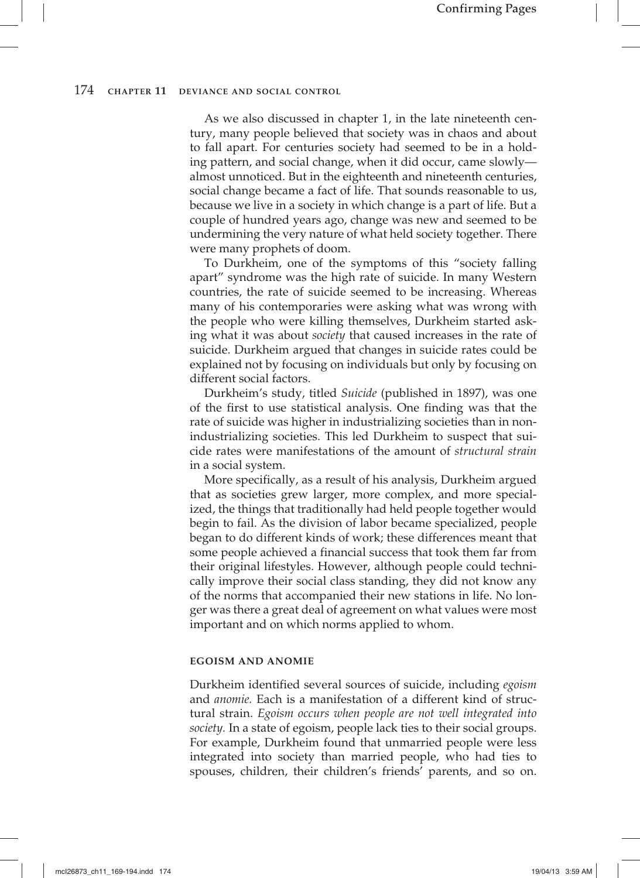As we also discussed in chapter 1, in the late nineteenth century, many people believed that society was in chaos and about to fall apart. For centuries society had seemed to be in a holding pattern, and social change, when it did occur, came slowly—almost unnoticed. But in the eighteenth and nineteenth centuries, social change became a fact of life. That sounds reasonable to us, because we live in a society in which change is a part of life. But a couple of hundred years ago, change was new and seemed to be undermining the very nature of what held society together. There were many prophets of doom.

To Durkheim, one of the symptoms of this "society falling apart" syndrome was the high rate of suicide. In many Western countries, the rate of suicide seemed to be increasing. Whereas many of his contemporaries were asking what was wrong with the people who were killing themselves, Durkheim started asking what it was about *society* that caused increases in the rate of suicide. Durkheim argued that changes in suicide rates could be explained not by focusing on individuals but only by focusing on different social factors.

Durkheim's study, titled *Suicide* (published in 1897), was one of the first to use statistical analysis. One finding was that the rate of suicide was higher in industrializing societies than in non-industrializing societies. This led Durkheim to suspect that suicide rates were manifestations of the amount of *structural strain* in a social system.

More specifically, as a result of his analysis, Durkheim argued that as societies grew larger, more complex, and more specialized, the things that traditionally had held people together would begin to fail. As the division of labor became specialized, people began to do different kinds of work; these differences meant that some people achieved a financial success that took them far from their original lifestyles. However, although people could technically improve their social class standing, they did not know any of the norms that accompanied their new stations in life. No longer was there a great deal of agreement on what values were most important and on which norms applied to whom.

### EGOISM AND ANOMIE

Durkheim identified several sources of suicide, including *egoism* and *anomie.* Each is a manifestation of a different kind of structural strain. *Egoism occurs when people are not well integrated into society.* In a state of egoism, people lack ties to their social groups. For example, Durkheim found that unmarried people were less integrated into society than married people, who had ties to spouses, children, their children's friends' parents, and so on.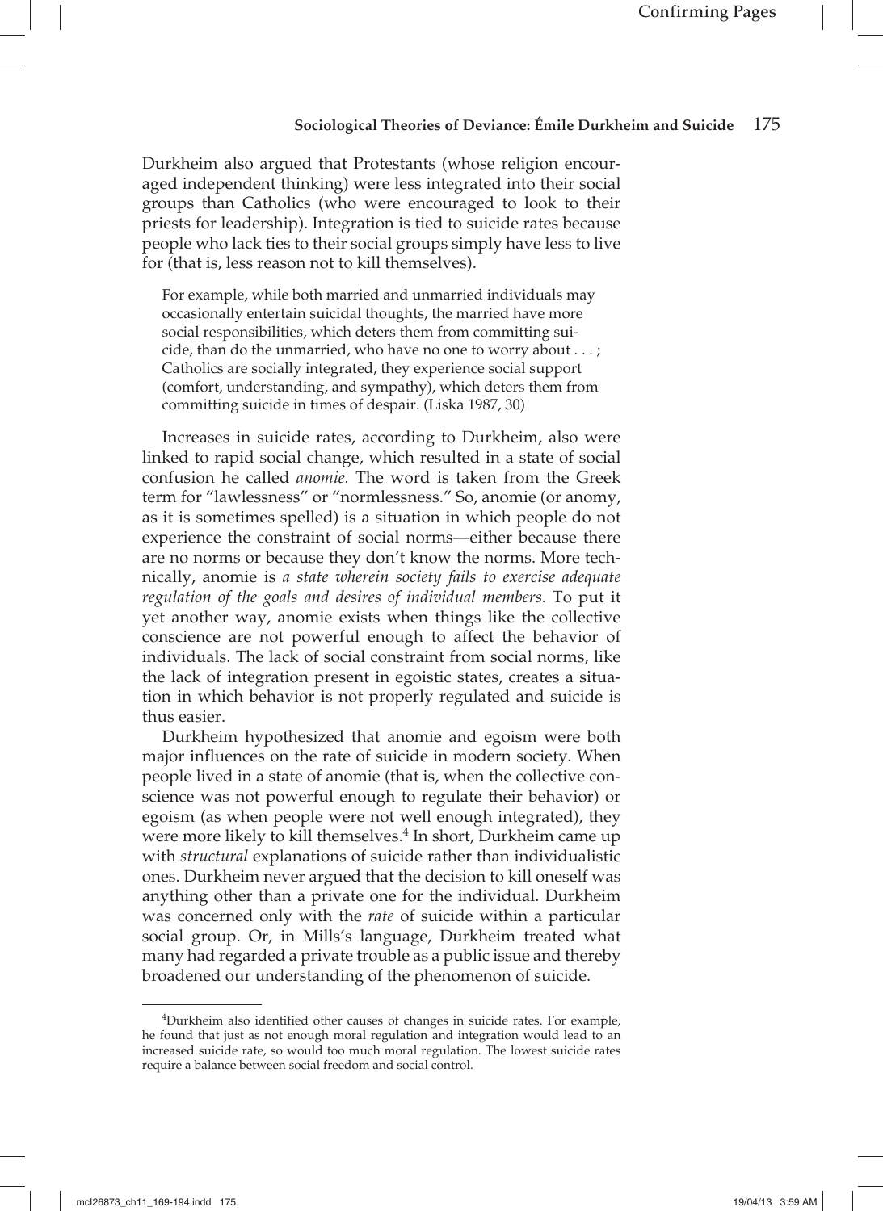Durkheim also argued that Protestants (whose religion encouraged independent thinking) were less integrated into their social groups than Catholics (who were encouraged to look to their priests for leadership). Integration is tied to suicide rates because people who lack ties to their social groups simply have less to live for (that is, less reason not to kill themselves).

> For example, while both married and unmarried individuals may occasionally entertain suicidal thoughts, the married have more social responsibilities, which deters them from committing suicide, than do the unmarried, who have no one to worry about . . . ; Catholics are socially integrated, they experience social support (comfort, understanding, and sympathy), which deters them from committing suicide in times of despair. (Liska 1987, 30)

Increases in suicide rates, according to Durkheim, also were linked to rapid social change, which resulted in a state of social confusion he called *anomie.* The word is taken from the Greek term for "lawlessness" or "normlessness." So, anomie (or anomy, as it is sometimes spelled) is a situation in which people do not experience the constraint of social norms—either because there are no norms or because they don't know the norms. More technically, anomie is *a state wherein society fails to exercise adequate regulation of the goals and desires of individual members.* To put it yet another way, anomie exists when things like the collective conscience are not powerful enough to affect the behavior of individuals. The lack of social constraint from social norms, like the lack of integration present in egoistic states, creates a situation in which behavior is not properly regulated and suicide is thus easier.

Durkheim hypothesized that anomie and egoism were both major influences on the rate of suicide in modern society. When people lived in a state of anomie (that is, when the collective conscience was not powerful enough to regulate their behavior) or egoism (as when people were not well enough integrated), they were more likely to kill themselves.[4] In short, Durkheim came up with *structural* explanations of suicide rather than individualistic ones. Durkheim never argued that the decision to kill oneself was anything other than a private one for the individual. Durkheim was concerned only with the *rate* of suicide within a particular social group. Or, in Mills's language, Durkheim treated what many had regarded a private trouble as a public issue and thereby broadened our understanding of the phenomenon of suicide.

---

[4] Durkheim also identified other causes of changes in suicide rates. For example, he found that just as not enough moral regulation and integration would lead to an increased suicide rate, so would too much moral regulation. The lowest suicide rates require a balance between social freedom and social control.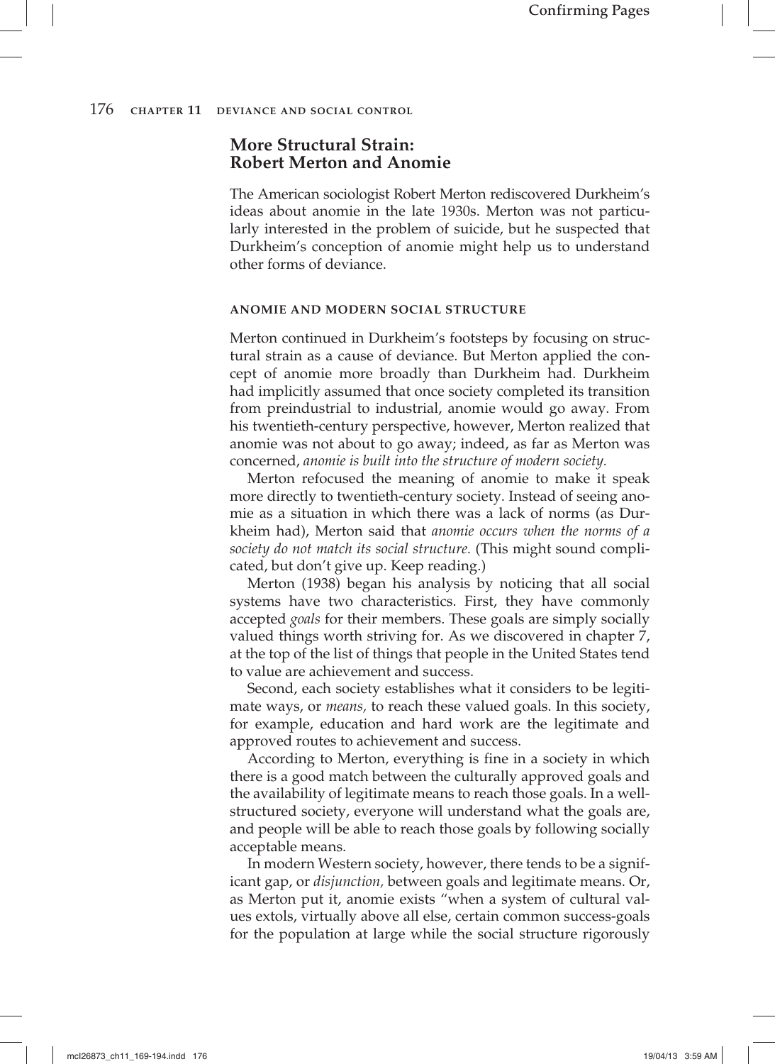## More Structural Strain: Robert Merton and Anomie

The American sociologist Robert Merton rediscovered Durkheim's ideas about anomie in the late 1930s. Merton was not particularly interested in the problem of suicide, but he suspected that Durkheim's conception of anomie might help us to understand other forms of deviance.

### ANOMIE AND MODERN SOCIAL STRUCTURE

Merton continued in Durkheim's footsteps by focusing on structural strain as a cause of deviance. But Merton applied the concept of anomie more broadly than Durkheim had. Durkheim had implicitly assumed that once society completed its transition from preindustrial to industrial, anomie would go away. From his twentieth-century perspective, however, Merton realized that anomie was not about to go away; indeed, as far as Merton was concerned, *anomie is built into the structure of modern society.*

Merton refocused the meaning of anomie to make it speak more directly to twentieth-century society. Instead of seeing anomie as a situation in which there was a lack of norms (as Durkheim had), Merton said that *anomie occurs when the norms of a society do not match its social structure.* (This might sound complicated, but don't give up. Keep reading.)

Merton (1938) began his analysis by noticing that all social systems have two characteristics. First, they have commonly accepted *goals* for their members. These goals are simply socially valued things worth striving for. As we discovered in chapter 7, at the top of the list of things that people in the United States tend to value are achievement and success.

Second, each society establishes what it considers to be legitimate ways, or *means,* to reach these valued goals. In this society, for example, education and hard work are the legitimate and approved routes to achievement and success.

According to Merton, everything is fine in a society in which there is a good match between the culturally approved goals and the availability of legitimate means to reach those goals. In a well-structured society, everyone will understand what the goals are, and people will be able to reach those goals by following socially acceptable means.

In modern Western society, however, there tends to be a significant gap, or *disjunction,* between goals and legitimate means. Or, as Merton put it, anomie exists "when a system of cultural values extols, virtually above all else, certain common success-goals for the population at large while the social structure rigorously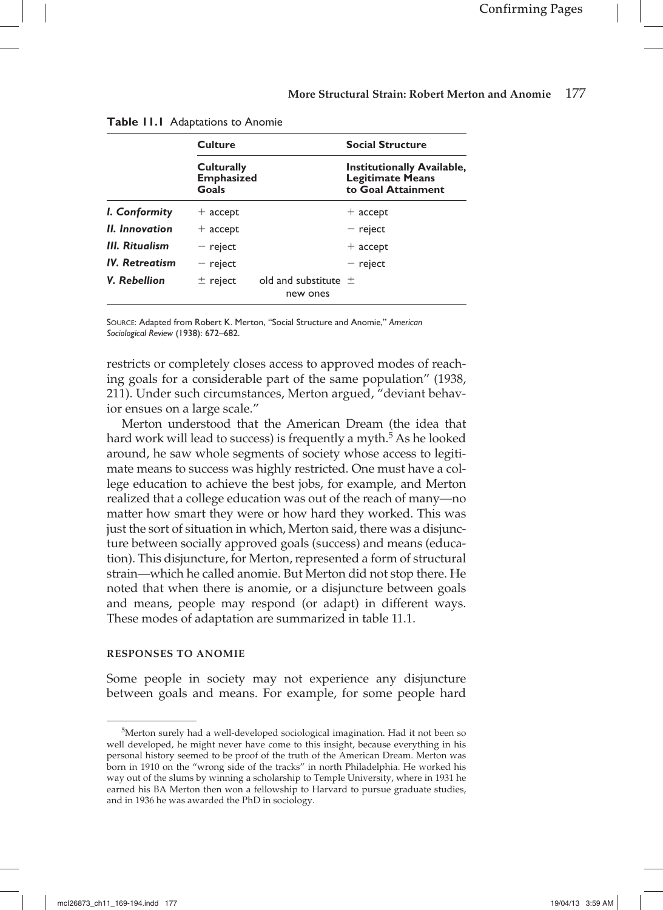**Table 11.1** Adaptations to Anomie

| | Culture | | Social Structure |
|---|---|---|---|
| | **Culturally Emphasized Goals** | | **Institutionally Available, Legitimate Means to Goal Attainment** |
| ***I. Conformity*** | + accept | | + accept |
| ***II. Innovation*** | + accept | | − reject |
| ***III. Ritualism*** | − reject | | + accept |
| ***IV. Retreatism*** | − reject | | − reject |
| ***V. Rebellion*** | ± reject | old and substitute new ones | ± |

SOURCE: Adapted from Robert K. Merton, "Social Structure and Anomie," *American Sociological Review* (1938): 672–682.

restricts or completely closes access to approved modes of reaching goals for a considerable part of the same population" (1938, 211). Under such circumstances, Merton argued, "deviant behavior ensues on a large scale."

Merton understood that the American Dream (the idea that hard work will lead to success) is frequently a myth.[5] As he looked around, he saw whole segments of society whose access to legitimate means to success was highly restricted. One must have a college education to achieve the best jobs, for example, and Merton realized that a college education was out of the reach of many—no matter how smart they were or how hard they worked. This was just the sort of situation in which, Merton said, there was a disjuncture between socially approved goals (success) and means (education). This disjuncture, for Merton, represented a form of structural strain—which he called anomie. But Merton did not stop there. He noted that when there is anomie, or a disjuncture between goals and means, people may respond (or adapt) in different ways. These modes of adaptation are summarized in table 11.1.

### RESPONSES TO ANOMIE

Some people in society may not experience any disjuncture between goals and means. For example, for some people hard

[5] Merton surely had a well-developed sociological imagination. Had it not been so well developed, he might never have come to this insight, because everything in his personal history seemed to be proof of the truth of the American Dream. Merton was born in 1910 on the "wrong side of the tracks" in north Philadelphia. He worked his way out of the slums by winning a scholarship to Temple University, where in 1931 he earned his BA Merton then won a fellowship to Harvard to pursue graduate studies, and in 1936 he was awarded the PhD in sociology.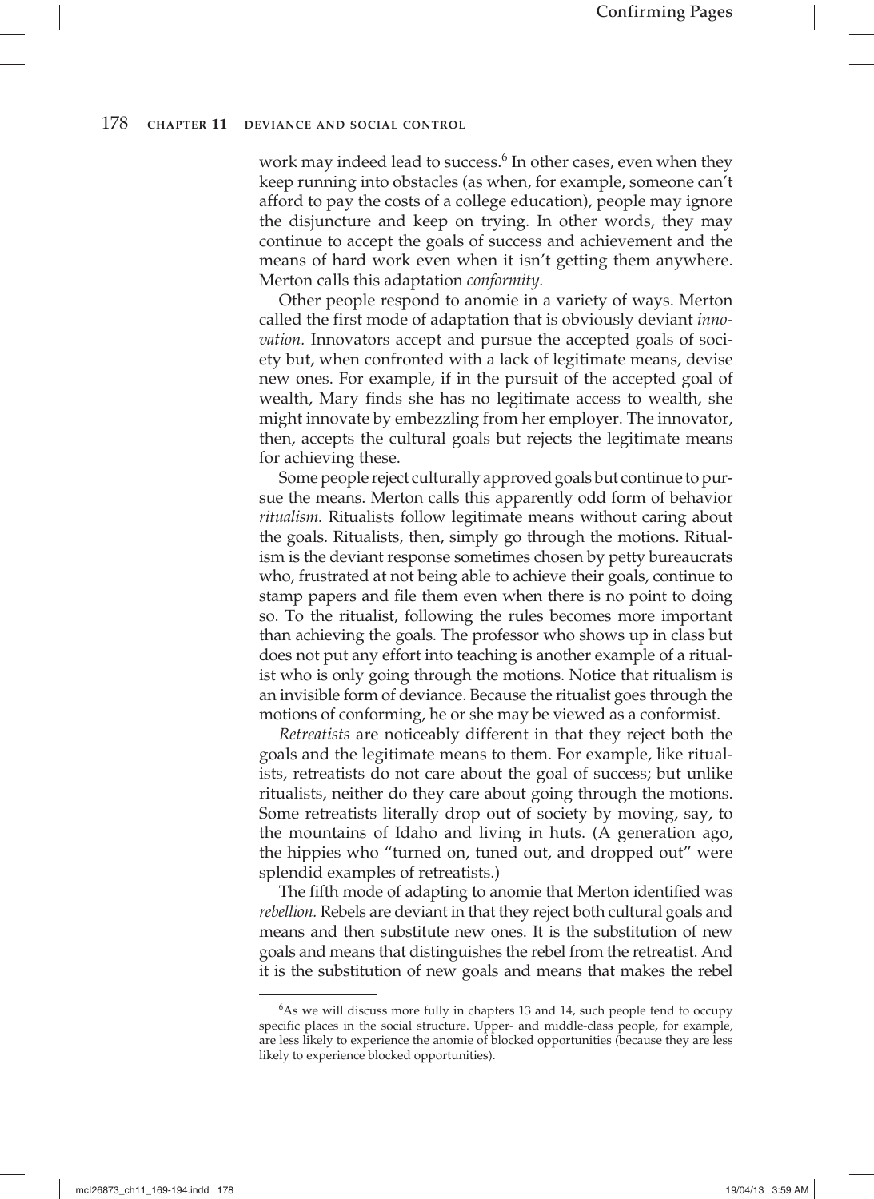work may indeed lead to success.[6] In other cases, even when they keep running into obstacles (as when, for example, someone can't afford to pay the costs of a college education), people may ignore the disjuncture and keep on trying. In other words, they may continue to accept the goals of success and achievement and the means of hard work even when it isn't getting them anywhere. Merton calls this adaptation *conformity.*

Other people respond to anomie in a variety of ways. Merton called the first mode of adaptation that is obviously deviant *innovation.* Innovators accept and pursue the accepted goals of society but, when confronted with a lack of legitimate means, devise new ones. For example, if in the pursuit of the accepted goal of wealth, Mary finds she has no legitimate access to wealth, she might innovate by embezzling from her employer. The innovator, then, accepts the cultural goals but rejects the legitimate means for achieving these.

Some people reject culturally approved goals but continue to pursue the means. Merton calls this apparently odd form of behavior *ritualism.* Ritualists follow legitimate means without caring about the goals. Ritualists, then, simply go through the motions. Ritualism is the deviant response sometimes chosen by petty bureaucrats who, frustrated at not being able to achieve their goals, continue to stamp papers and file them even when there is no point to doing so. To the ritualist, following the rules becomes more important than achieving the goals. The professor who shows up in class but does not put any effort into teaching is another example of a ritualist who is only going through the motions. Notice that ritualism is an invisible form of deviance. Because the ritualist goes through the motions of conforming, he or she may be viewed as a conformist.

*Retreatists* are noticeably different in that they reject both the goals and the legitimate means to them. For example, like ritualists, retreatists do not care about the goal of success; but unlike ritualists, neither do they care about going through the motions. Some retreatists literally drop out of society by moving, say, to the mountains of Idaho and living in huts. (A generation ago, the hippies who "turned on, tuned out, and dropped out" were splendid examples of retreatists.)

The fifth mode of adapting to anomie that Merton identified was *rebellion.* Rebels are deviant in that they reject both cultural goals and means and then substitute new ones. It is the substitution of new goals and means that distinguishes the rebel from the retreatist. And it is the substitution of new goals and means that makes the rebel

---

[6] As we will discuss more fully in chapters 13 and 14, such people tend to occupy specific places in the social structure. Upper- and middle-class people, for example, are less likely to experience the anomie of blocked opportunities (because they are less likely to experience blocked opportunities).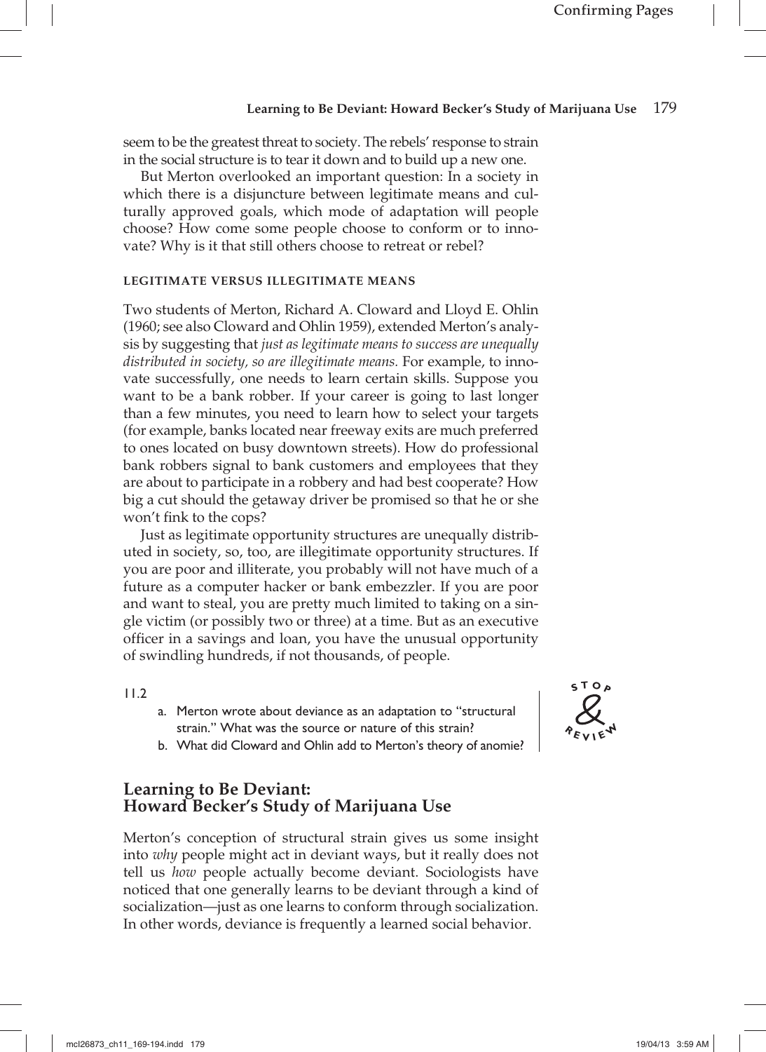seem to be the greatest threat to society. The rebels' response to strain in the social structure is to tear it down and to build up a new one.

But Merton overlooked an important question: In a society in which there is a disjuncture between legitimate means and culturally approved goals, which mode of adaptation will people choose? How come some people choose to conform or to innovate? Why is it that still others choose to retreat or rebel?

#### LEGITIMATE VERSUS ILLEGITIMATE MEANS

Two students of Merton, Richard A. Cloward and Lloyd E. Ohlin (1960; see also Cloward and Ohlin 1959), extended Merton's analysis by suggesting that *just as legitimate means to success are unequally distributed in society, so are illegitimate means.* For example, to innovate successfully, one needs to learn certain skills. Suppose you want to be a bank robber. If your career is going to last longer than a few minutes, you need to learn how to select your targets (for example, banks located near freeway exits are much preferred to ones located on busy downtown streets). How do professional bank robbers signal to bank customers and employees that they are about to participate in a robbery and had best cooperate? How big a cut should the getaway driver be promised so that he or she won't fink to the cops?

Just as legitimate opportunity structures are unequally distributed in society, so, too, are illegitimate opportunity structures. If you are poor and illiterate, you probably will not have much of a future as a computer hacker or bank embezzler. If you are poor and want to steal, you are pretty much limited to taking on a single victim (or possibly two or three) at a time. But as an executive officer in a savings and loan, you have the unusual opportunity of swindling hundreds, if not thousands, of people.

11.2 STOP & REVIEW

a. Merton wrote about deviance as an adaptation to "structural strain." What was the source or nature of this strain?
b. What did Cloward and Ohlin add to Merton's theory of anomie?

## Learning to Be Deviant: Howard Becker's Study of Marijuana Use

Merton's conception of structural strain gives us some insight into *why* people might act in deviant ways, but it really does not tell us *how* people actually become deviant. Sociologists have noticed that one generally learns to be deviant through a kind of socialization—just as one learns to conform through socialization. In other words, deviance is frequently a learned social behavior.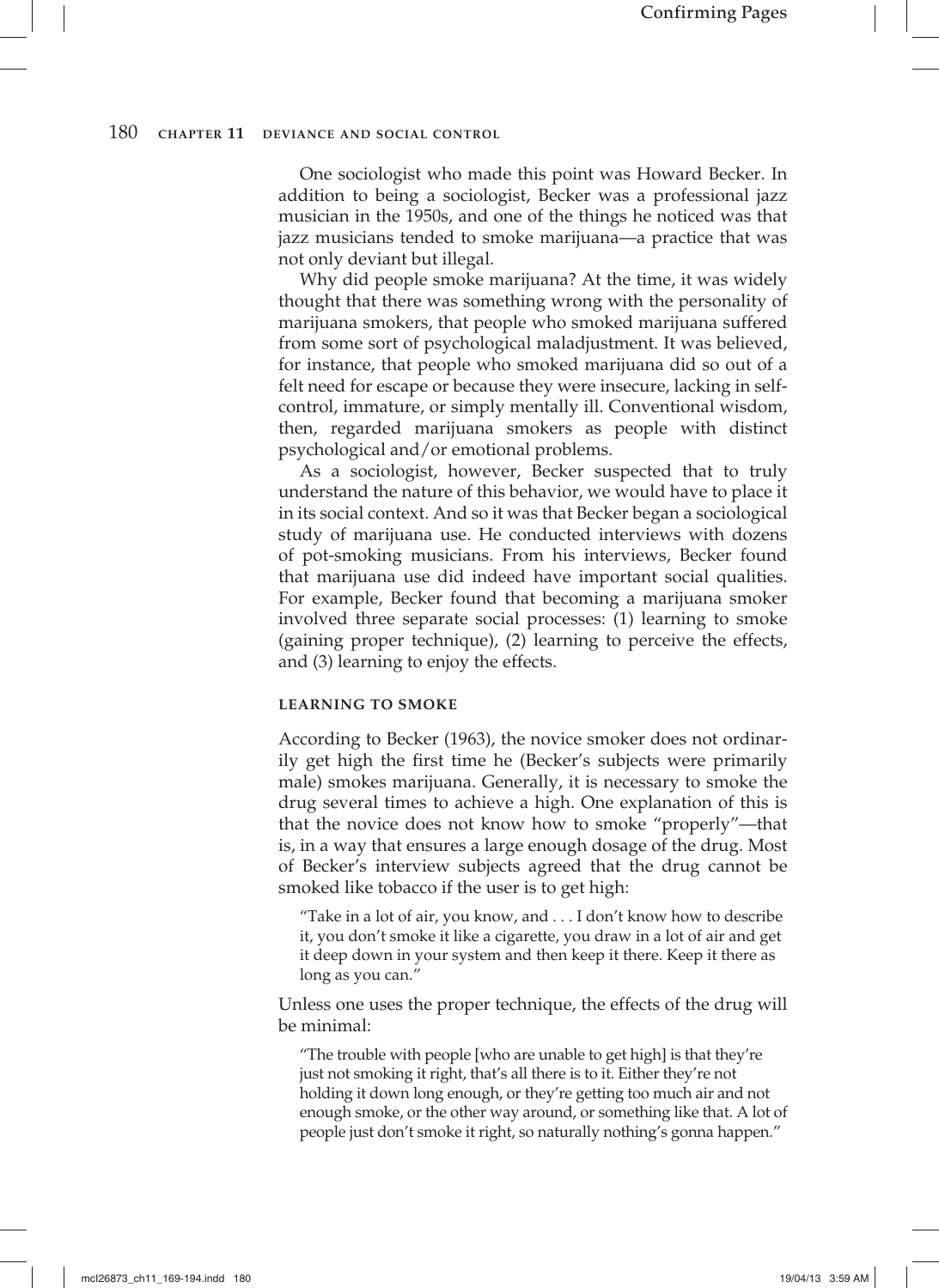One sociologist who made this point was Howard Becker. In addition to being a sociologist, Becker was a professional jazz musician in the 1950s, and one of the things he noticed was that jazz musicians tended to smoke marijuana—a practice that was not only deviant but illegal.

Why did people smoke marijuana? At the time, it was widely thought that there was something wrong with the personality of marijuana smokers, that people who smoked marijuana suffered from some sort of psychological maladjustment. It was believed, for instance, that people who smoked marijuana did so out of a felt need for escape or because they were insecure, lacking in self-control, immature, or simply mentally ill. Conventional wisdom, then, regarded marijuana smokers as people with distinct psychological and/or emotional problems.

As a sociologist, however, Becker suspected that to truly understand the nature of this behavior, we would have to place it in its social context. And so it was that Becker began a sociological study of marijuana use. He conducted interviews with dozens of pot-smoking musicians. From his interviews, Becker found that marijuana use did indeed have important social qualities. For example, Becker found that becoming a marijuana smoker involved three separate social processes: (1) learning to smoke (gaining proper technique), (2) learning to perceive the effects, and (3) learning to enjoy the effects.

### LEARNING TO SMOKE

According to Becker (1963), the novice smoker does not ordinarily get high the first time he (Becker's subjects were primarily male) smokes marijuana. Generally, it is necessary to smoke the drug several times to achieve a high. One explanation of this is that the novice does not know how to smoke "properly"—that is, in a way that ensures a large enough dosage of the drug. Most of Becker's interview subjects agreed that the drug cannot be smoked like tobacco if the user is to get high:

> "Take in a lot of air, you know, and . . . I don't know how to describe it, you don't smoke it like a cigarette, you draw in a lot of air and get it deep down in your system and then keep it there. Keep it there as long as you can."

Unless one uses the proper technique, the effects of the drug will be minimal:

> "The trouble with people [who are unable to get high] is that they're just not smoking it right, that's all there is to it. Either they're not holding it down long enough, or they're getting too much air and not enough smoke, or the other way around, or something like that. A lot of people just don't smoke it right, so naturally nothing's gonna happen."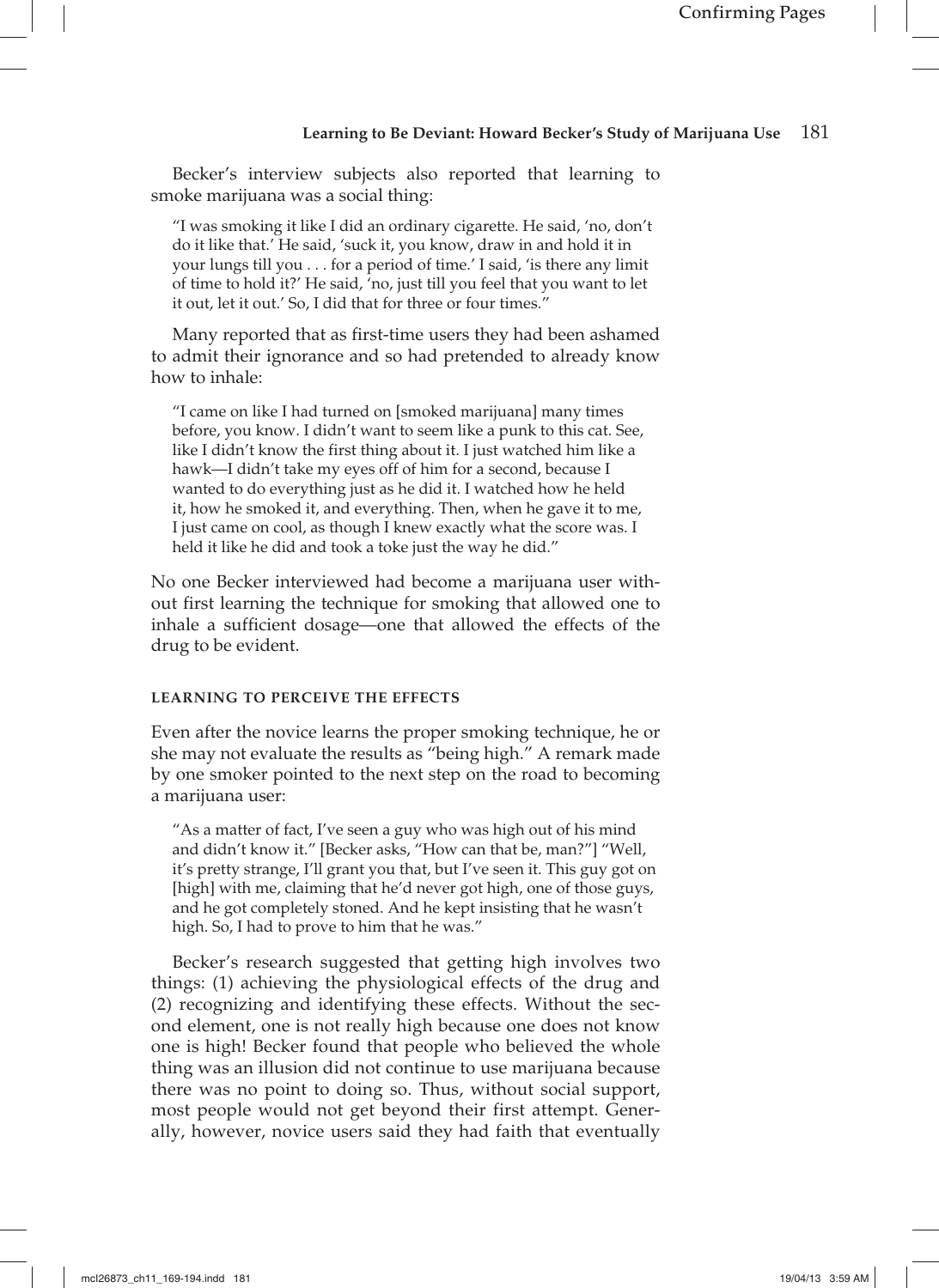Becker's interview subjects also reported that learning to smoke marijuana was a social thing:

> "I was smoking it like I did an ordinary cigarette. He said, 'no, don't do it like that.' He said, 'suck it, you know, draw in and hold it in your lungs till you . . . for a period of time.' I said, 'is there any limit of time to hold it?' He said, 'no, just till you feel that you want to let it out, let it out.' So, I did that for three or four times."

Many reported that as first-time users they had been ashamed to admit their ignorance and so had pretended to already know how to inhale:

> "I came on like I had turned on [smoked marijuana] many times before, you know. I didn't want to seem like a punk to this cat. See, like I didn't know the first thing about it. I just watched him like a hawk—I didn't take my eyes off of him for a second, because I wanted to do everything just as he did it. I watched how he held it, how he smoked it, and everything. Then, when he gave it to me, I just came on cool, as though I knew exactly what the score was. I held it like he did and took a toke just the way he did."

No one Becker interviewed had become a marijuana user without first learning the technique for smoking that allowed one to inhale a sufficient dosage—one that allowed the effects of the drug to be evident.

### LEARNING TO PERCEIVE THE EFFECTS

Even after the novice learns the proper smoking technique, he or she may not evaluate the results as "being high." A remark made by one smoker pointed to the next step on the road to becoming a marijuana user:

> "As a matter of fact, I've seen a guy who was high out of his mind and didn't know it." [Becker asks, "How can that be, man?"] "Well, it's pretty strange, I'll grant you that, but I've seen it. This guy got on [high] with me, claiming that he'd never got high, one of those guys, and he got completely stoned. And he kept insisting that he wasn't high. So, I had to prove to him that he was."

Becker's research suggested that getting high involves two things: (1) achieving the physiological effects of the drug and (2) recognizing and identifying these effects. Without the second element, one is not really high because one does not know one is high! Becker found that people who believed the whole thing was an illusion did not continue to use marijuana because there was no point to doing so. Thus, without social support, most people would not get beyond their first attempt. Generally, however, novice users said they had faith that eventually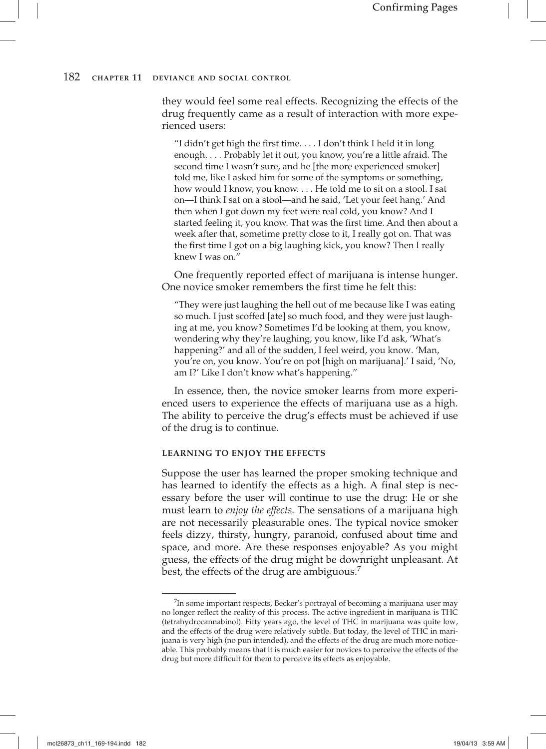they would feel some real effects. Recognizing the effects of the drug frequently came as a result of interaction with more experienced users:

> "I didn't get high the first time. . . . I don't think I held it in long enough. . . . Probably let it out, you know, you're a little afraid. The second time I wasn't sure, and he [the more experienced smoker] told me, like I asked him for some of the symptoms or something, how would I know, you know. . . . He told me to sit on a stool. I sat on—I think I sat on a stool—and he said, 'Let your feet hang.' And then when I got down my feet were real cold, you know? And I started feeling it, you know. That was the first time. And then about a week after that, sometime pretty close to it, I really got on. That was the first time I got on a big laughing kick, you know? Then I really knew I was on."

One frequently reported effect of marijuana is intense hunger. One novice smoker remembers the first time he felt this:

> "They were just laughing the hell out of me because like I was eating so much. I just scoffed [ate] so much food, and they were just laughing at me, you know? Sometimes I'd be looking at them, you know, wondering why they're laughing, you know, like I'd ask, 'What's happening?' and all of the sudden, I feel weird, you know. 'Man, you're on, you know. You're on pot [high on marijuana].' I said, 'No, am I?' Like I don't know what's happening."

In essence, then, the novice smoker learns from more experienced users to experience the effects of marijuana use as a high. The ability to perceive the drug's effects must be achieved if use of the drug is to continue.

### LEARNING TO ENJOY THE EFFECTS

Suppose the user has learned the proper smoking technique and has learned to identify the effects as a high. A final step is necessary before the user will continue to use the drug: He or she must learn to *enjoy the effects.* The sensations of a marijuana high are not necessarily pleasurable ones. The typical novice smoker feels dizzy, thirsty, hungry, paranoid, confused about time and space, and more. Are these responses enjoyable? As you might guess, the effects of the drug might be downright unpleasant. At best, the effects of the drug are ambiguous.[7]

---

[7]In some important respects, Becker's portrayal of becoming a marijuana user may no longer reflect the reality of this process. The active ingredient in marijuana is THC (tetrahydrocannabinol). Fifty years ago, the level of THC in marijuana was quite low, and the effects of the drug were relatively subtle. But today, the level of THC in marijuana is very high (no pun intended), and the effects of the drug are much more noticeable. This probably means that it is much easier for novices to perceive the effects of the drug but more difficult for them to perceive its effects as enjoyable.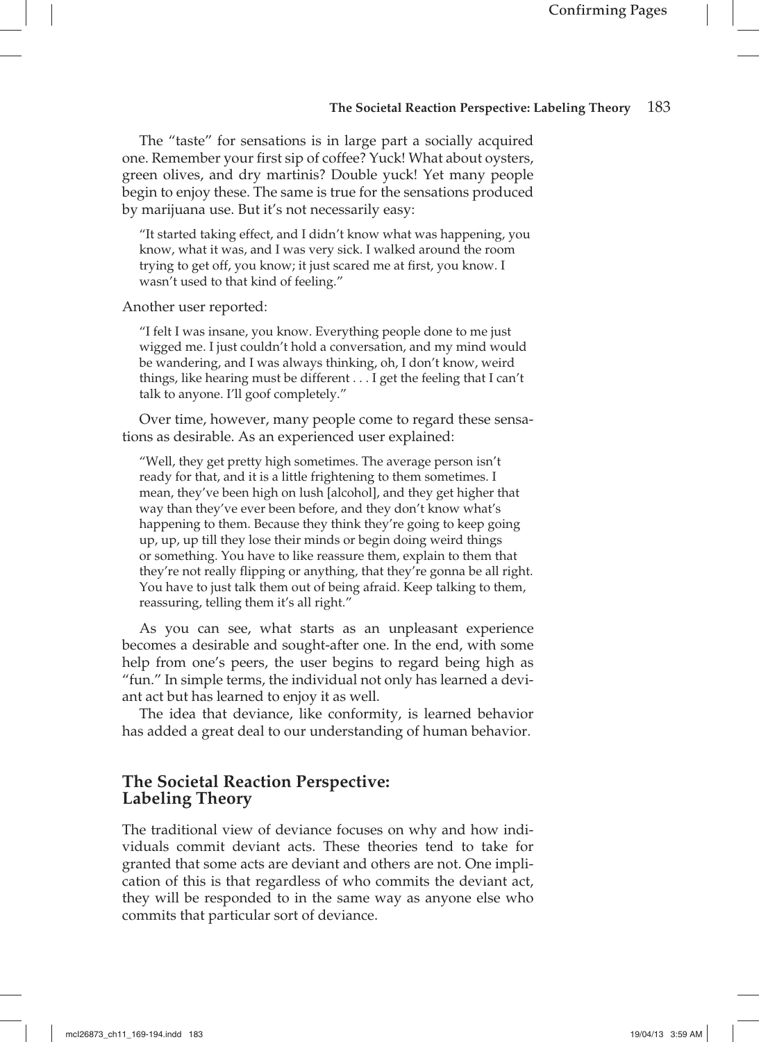The "taste" for sensations is in large part a socially acquired one. Remember your first sip of coffee? Yuck! What about oysters, green olives, and dry martinis? Double yuck! Yet many people begin to enjoy these. The same is true for the sensations produced by marijuana use. But it's not necessarily easy:

> "It started taking effect, and I didn't know what was happening, you know, what it was, and I was very sick. I walked around the room trying to get off, you know; it just scared me at first, you know. I wasn't used to that kind of feeling."

Another user reported:

> "I felt I was insane, you know. Everything people done to me just wigged me. I just couldn't hold a conversation, and my mind would be wandering, and I was always thinking, oh, I don't know, weird things, like hearing must be different . . . I get the feeling that I can't talk to anyone. I'll goof completely."

Over time, however, many people come to regard these sensations as desirable. As an experienced user explained:

> "Well, they get pretty high sometimes. The average person isn't ready for that, and it is a little frightening to them sometimes. I mean, they've been high on lush [alcohol], and they get higher that way than they've ever been before, and they don't know what's happening to them. Because they think they're going to keep going up, up, up till they lose their minds or begin doing weird things or something. You have to like reassure them, explain to them that they're not really flipping or anything, that they're gonna be all right. You have to just talk them out of being afraid. Keep talking to them, reassuring, telling them it's all right."

As you can see, what starts as an unpleasant experience becomes a desirable and sought-after one. In the end, with some help from one's peers, the user begins to regard being high as "fun." In simple terms, the individual not only has learned a deviant act but has learned to enjoy it as well.

The idea that deviance, like conformity, is learned behavior has added a great deal to our understanding of human behavior.

## The Societal Reaction Perspective: Labeling Theory

The traditional view of deviance focuses on why and how individuals commit deviant acts. These theories tend to take for granted that some acts are deviant and others are not. One implication of this is that regardless of who commits the deviant act, they will be responded to in the same way as anyone else who commits that particular sort of deviance.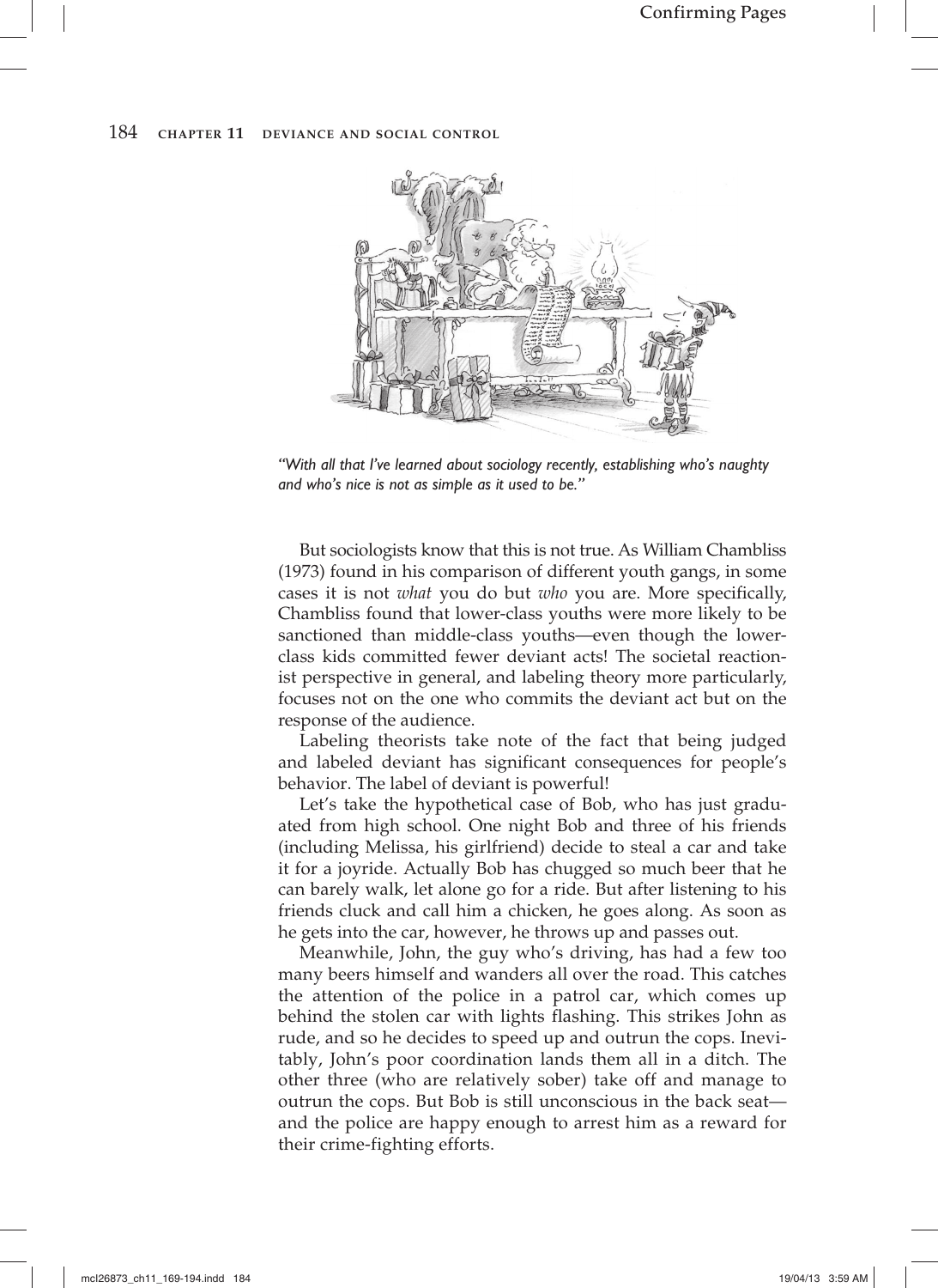*"With all that I've learned about sociology recently, establishing who's naughty and who's nice is not as simple as it used to be."*

But sociologists know that this is not true. As William Chambliss (1973) found in his comparison of different youth gangs, in some cases it is not *what* you do but *who* you are. More specifically, Chambliss found that lower-class youths were more likely to be sanctioned than middle-class youths—even though the lower-class kids committed fewer deviant acts! The societal reactionist perspective in general, and labeling theory more particularly, focuses not on the one who commits the deviant act but on the response of the audience.

Labeling theorists take note of the fact that being judged and labeled deviant has significant consequences for people's behavior. The label of deviant is powerful!

Let's take the hypothetical case of Bob, who has just graduated from high school. One night Bob and three of his friends (including Melissa, his girlfriend) decide to steal a car and take it for a joyride. Actually Bob has chugged so much beer that he can barely walk, let alone go for a ride. But after listening to his friends cluck and call him a chicken, he goes along. As soon as he gets into the car, however, he throws up and passes out.

Meanwhile, John, the guy who's driving, has had a few too many beers himself and wanders all over the road. This catches the attention of the police in a patrol car, which comes up behind the stolen car with lights flashing. This strikes John as rude, and so he decides to speed up and outrun the cops. Inevitably, John's poor coordination lands them all in a ditch. The other three (who are relatively sober) take off and manage to outrun the cops. But Bob is still unconscious in the back seat—and the police are happy enough to arrest him as a reward for their crime-fighting efforts.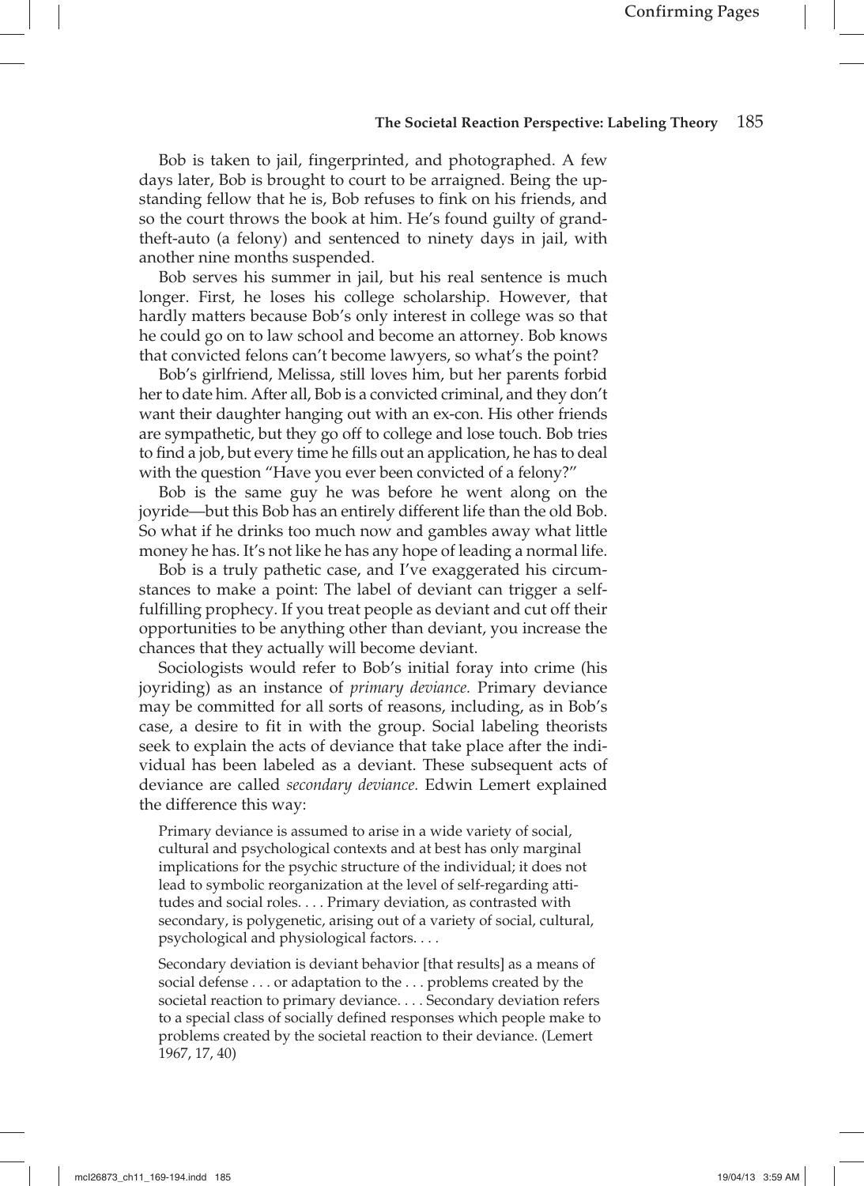Bob is taken to jail, fingerprinted, and photographed. A few days later, Bob is brought to court to be arraigned. Being the upstanding fellow that he is, Bob refuses to fink on his friends, and so the court throws the book at him. He's found guilty of grand-theft-auto (a felony) and sentenced to ninety days in jail, with another nine months suspended.

Bob serves his summer in jail, but his real sentence is much longer. First, he loses his college scholarship. However, that hardly matters because Bob's only interest in college was so that he could go on to law school and become an attorney. Bob knows that convicted felons can't become lawyers, so what's the point?

Bob's girlfriend, Melissa, still loves him, but her parents forbid her to date him. After all, Bob is a convicted criminal, and they don't want their daughter hanging out with an ex-con. His other friends are sympathetic, but they go off to college and lose touch. Bob tries to find a job, but every time he fills out an application, he has to deal with the question "Have you ever been convicted of a felony?"

Bob is the same guy he was before he went along on the joyride—but this Bob has an entirely different life than the old Bob. So what if he drinks too much now and gambles away what little money he has. It's not like he has any hope of leading a normal life.

Bob is a truly pathetic case, and I've exaggerated his circumstances to make a point: The label of deviant can trigger a self-fulfilling prophecy. If you treat people as deviant and cut off their opportunities to be anything other than deviant, you increase the chances that they actually will become deviant.

Sociologists would refer to Bob's initial foray into crime (his joyriding) as an instance of *primary deviance.* Primary deviance may be committed for all sorts of reasons, including, as in Bob's case, a desire to fit in with the group. Social labeling theorists seek to explain the acts of deviance that take place after the individual has been labeled as a deviant. These subsequent acts of deviance are called *secondary deviance.* Edwin Lemert explained the difference this way:

> Primary deviance is assumed to arise in a wide variety of social, cultural and psychological contexts and at best has only marginal implications for the psychic structure of the individual; it does not lead to symbolic reorganization at the level of self-regarding attitudes and social roles. . . . Primary deviation, as contrasted with secondary, is polygenetic, arising out of a variety of social, cultural, psychological and physiological factors. . . .
>
> Secondary deviation is deviant behavior [that results] as a means of social defense . . . or adaptation to the . . . problems created by the societal reaction to primary deviance. . . . Secondary deviation refers to a special class of socially defined responses which people make to problems created by the societal reaction to their deviance. (Lemert 1967, 17, 40)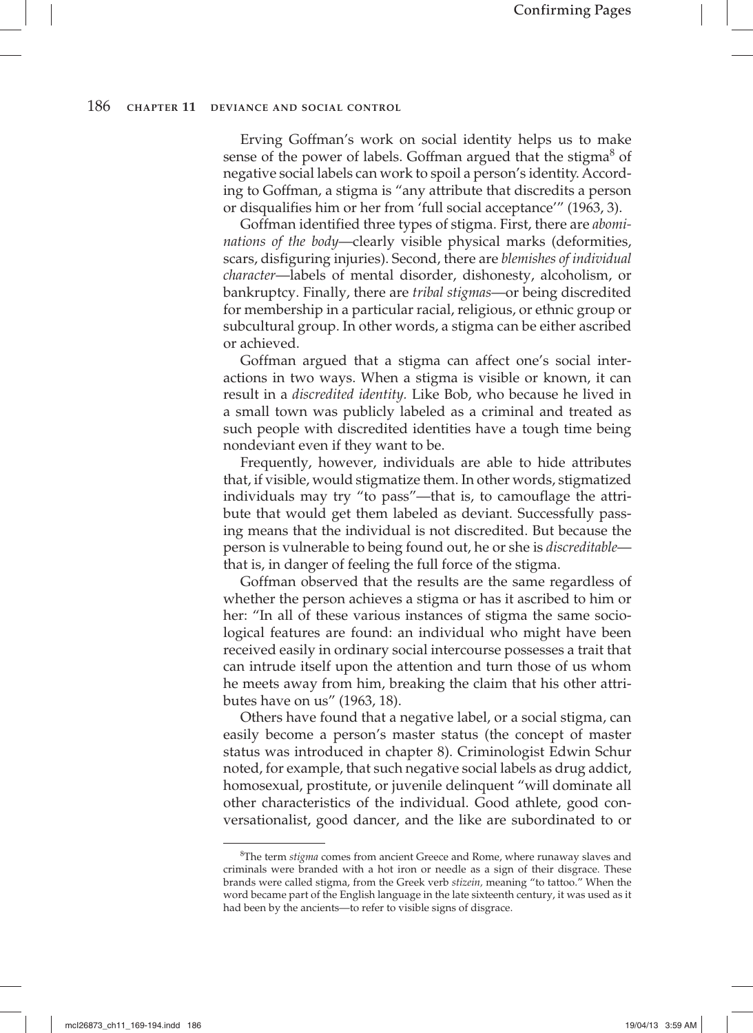Erving Goffman's work on social identity helps us to make sense of the power of labels. Goffman argued that the stigma[8] of negative social labels can work to spoil a person's identity. According to Goffman, a stigma is "any attribute that discredits a person or disqualifies him or her from 'full social acceptance'" (1963, 3).

Goffman identified three types of stigma. First, there are *abominations of the body*—clearly visible physical marks (deformities, scars, disfiguring injuries). Second, there are *blemishes of individual character*—labels of mental disorder, dishonesty, alcoholism, or bankruptcy. Finally, there are *tribal stigmas*—or being discredited for membership in a particular racial, religious, or ethnic group or subcultural group. In other words, a stigma can be either ascribed or achieved.

Goffman argued that a stigma can affect one's social interactions in two ways. When a stigma is visible or known, it can result in a *discredited identity.* Like Bob, who because he lived in a small town was publicly labeled as a criminal and treated as such people with discredited identities have a tough time being nondeviant even if they want to be.

Frequently, however, individuals are able to hide attributes that, if visible, would stigmatize them. In other words, stigmatized individuals may try "to pass"—that is, to camouflage the attribute that would get them labeled as deviant. Successfully passing means that the individual is not discredited. But because the person is vulnerable to being found out, he or she is *discreditable*—that is, in danger of feeling the full force of the stigma.

Goffman observed that the results are the same regardless of whether the person achieves a stigma or has it ascribed to him or her: "In all of these various instances of stigma the same sociological features are found: an individual who might have been received easily in ordinary social intercourse possesses a trait that can intrude itself upon the attention and turn those of us whom he meets away from him, breaking the claim that his other attributes have on us" (1963, 18).

Others have found that a negative label, or a social stigma, can easily become a person's master status (the concept of master status was introduced in chapter 8). Criminologist Edwin Schur noted, for example, that such negative social labels as drug addict, homosexual, prostitute, or juvenile delinquent "will dominate all other characteristics of the individual. Good athlete, good conversationalist, good dancer, and the like are subordinated to or

---

[8] The term *stigma* comes from ancient Greece and Rome, where runaway slaves and criminals were branded with a hot iron or needle as a sign of their disgrace. These brands were called stigma, from the Greek verb *stizein,* meaning "to tattoo." When the word became part of the English language in the late sixteenth century, it was used as it had been by the ancients—to refer to visible signs of disgrace.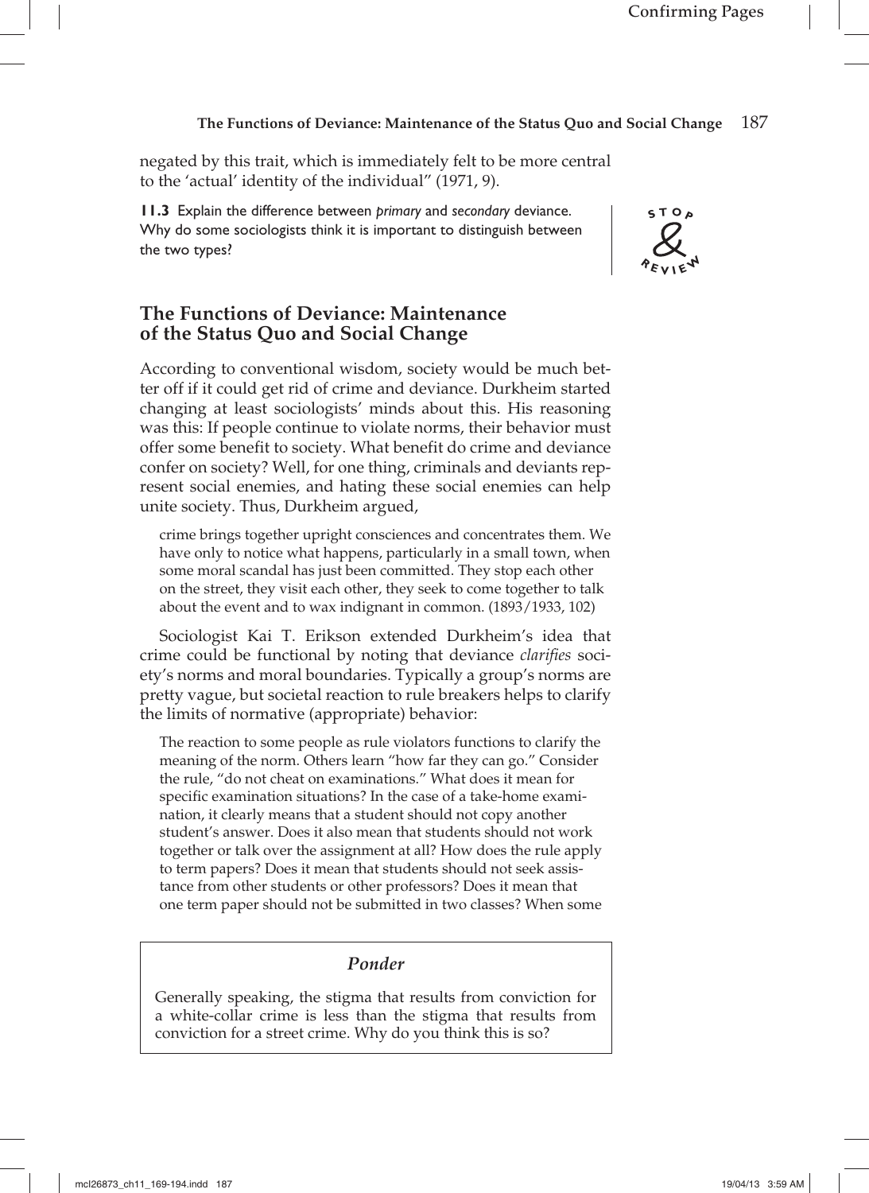negated by this trait, which is immediately felt to be more central to the 'actual' identity of the individual" (1971, 9).

**11.3** Explain the difference between *primary* and *secondary* deviance. Why do some sociologists think it is important to distinguish between the two types?

STOP & REVIEW

## The Functions of Deviance: Maintenance of the Status Quo and Social Change

According to conventional wisdom, society would be much better off if it could get rid of crime and deviance. Durkheim started changing at least sociologists' minds about this. His reasoning was this: If people continue to violate norms, their behavior must offer some benefit to society. What benefit do crime and deviance confer on society? Well, for one thing, criminals and deviants represent social enemies, and hating these social enemies can help unite society. Thus, Durkheim argued,

> crime brings together upright consciences and concentrates them. We have only to notice what happens, particularly in a small town, when some moral scandal has just been committed. They stop each other on the street, they visit each other, they seek to come together to talk about the event and to wax indignant in common. (1893/1933, 102)

Sociologist Kai T. Erikson extended Durkheim's idea that crime could be functional by noting that deviance *clarifies* society's norms and moral boundaries. Typically a group's norms are pretty vague, but societal reaction to rule breakers helps to clarify the limits of normative (appropriate) behavior:

> The reaction to some people as rule violators functions to clarify the meaning of the norm. Others learn "how far they can go." Consider the rule, "do not cheat on examinations." What does it mean for specific examination situations? In the case of a take-home examination, it clearly means that a student should not copy another student's answer. Does it also mean that students should not work together or talk over the assignment at all? How does the rule apply to term papers? Does it mean that students should not seek assistance from other students or other professors? Does it mean that one term paper should not be submitted in two classes? When some

### *Ponder*

Generally speaking, the stigma that results from conviction for a white-collar crime is less than the stigma that results from conviction for a street crime. Why do you think this is so?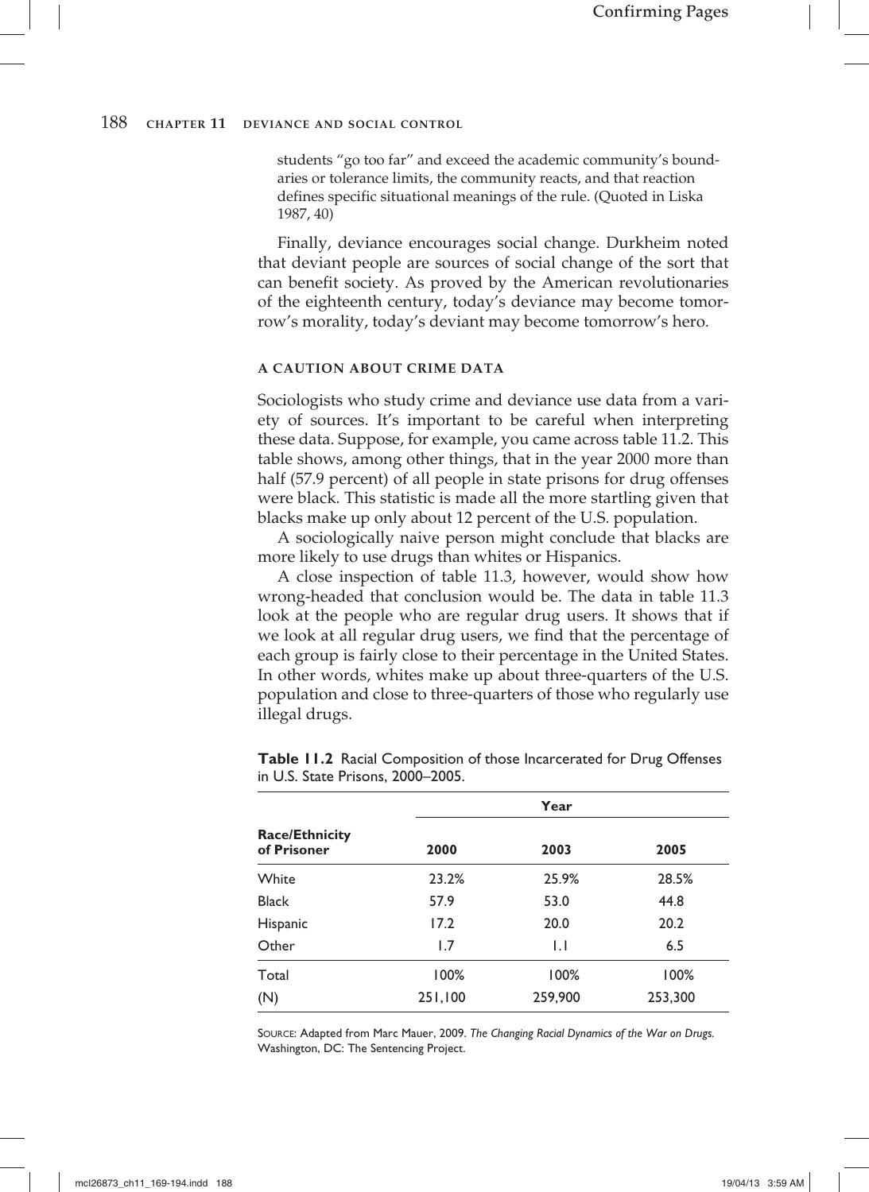students "go too far" and exceed the academic community's boundaries or tolerance limits, the community reacts, and that reaction defines specific situational meanings of the rule. (Quoted in Liska 1987, 40)

Finally, deviance encourages social change. Durkheim noted that deviant people are sources of social change of the sort that can benefit society. As proved by the American revolutionaries of the eighteenth century, today's deviance may become tomorrow's morality, today's deviant may become tomorrow's hero.

### A CAUTION ABOUT CRIME DATA

Sociologists who study crime and deviance use data from a variety of sources. It's important to be careful when interpreting these data. Suppose, for example, you came across table 11.2. This table shows, among other things, that in the year 2000 more than half (57.9 percent) of all people in state prisons for drug offenses were black. This statistic is made all the more startling given that blacks make up only about 12 percent of the U.S. population.

A sociologically naive person might conclude that blacks are more likely to use drugs than whites or Hispanics.

A close inspection of table 11.3, however, would show how wrong-headed that conclusion would be. The data in table 11.3 look at the people who are regular drug users. It shows that if we look at all regular drug users, we find that the percentage of each group is fairly close to their percentage in the United States. In other words, whites make up about three-quarters of the U.S. population and close to three-quarters of those who regularly use illegal drugs.

**Table 11.2** Racial Composition of those Incarcerated for Drug Offenses in U.S. State Prisons, 2000–2005.

| | Year | | |
|---|---|---|---|
| **Race/Ethnicity of Prisoner** | **2000** | **2003** | **2005** |
| White | 23.2% | 25.9% | 28.5% |
| Black | 57.9 | 53.0 | 44.8 |
| Hispanic | 17.2 | 20.0 | 20.2 |
| Other | 1.7 | 1.1 | 6.5 |
| Total | 100% | 100% | 100% |
| (N) | 251,100 | 259,900 | 253,300 |

Source: Adapted from Marc Mauer, 2009. *The Changing Racial Dynamics of the War on Drugs.* Washington, DC: The Sentencing Project.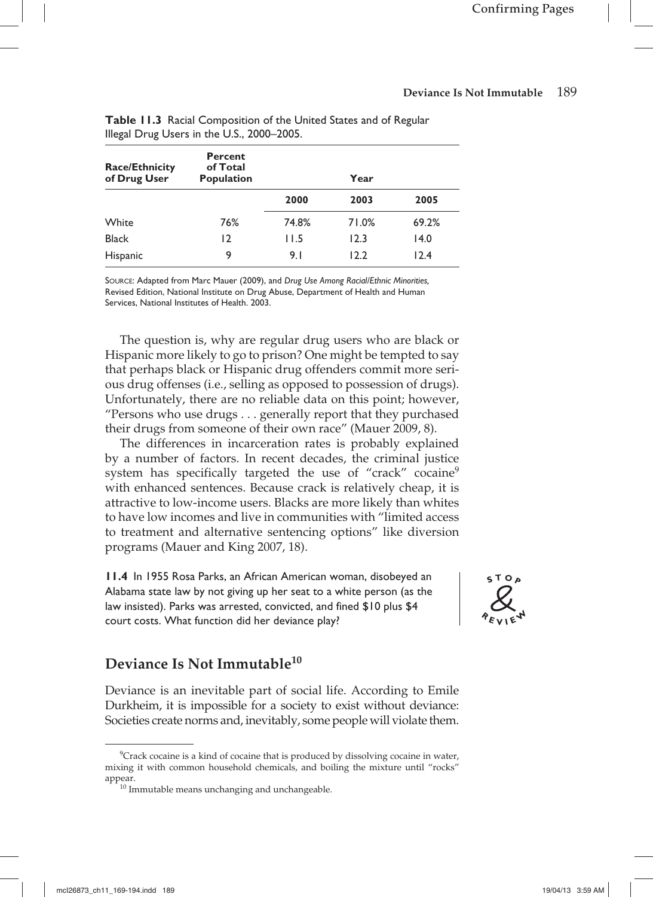**Table 11.3** Racial Composition of the United States and of Regular Illegal Drug Users in the U.S., 2000–2005.

| Race/Ethnicity of Drug User | Percent of Total Population | Year | | |
|---|---|---|---|---|
| | | 2000 | 2003 | 2005 |
| White | 76% | 74.8% | 71.0% | 69.2% |
| Black | 12 | 11.5 | 12.3 | 14.0 |
| Hispanic | 9 | 9.1 | 12.2 | 12.4 |

Source: Adapted from Marc Mauer (2009), and *Drug Use Among Racial/Ethnic Minorities*, Revised Edition, National Institute on Drug Abuse, Department of Health and Human Services, National Institutes of Health. 2003.

The question is, why are regular drug users who are black or Hispanic more likely to go to prison? One might be tempted to say that perhaps black or Hispanic drug offenders commit more serious drug offenses (i.e., selling as opposed to possession of drugs). Unfortunately, there are no reliable data on this point; however, "Persons who use drugs . . . generally report that they purchased their drugs from someone of their own race" (Mauer 2009, 8).

The differences in incarceration rates is probably explained by a number of factors. In recent decades, the criminal justice system has specifically targeted the use of "crack" cocaine[9] with enhanced sentences. Because crack is relatively cheap, it is attractive to low-income users. Blacks are more likely than whites to have low incomes and live in communities with "limited access to treatment and alternative sentencing options" like diversion programs (Mauer and King 2007, 18).

**11.4** In 1955 Rosa Parks, an African American woman, disobeyed an Alabama state law by not giving up her seat to a white person (as the law insisted). Parks was arrested, convicted, and fined $10 plus $4 court costs. What function did her deviance play?

STOP & REVIEW

## Deviance Is Not Immutable[10]

Deviance is an inevitable part of social life. According to Emile Durkheim, it is impossible for a society to exist without deviance: Societies create norms and, inevitably, some people will violate them.

[9] Crack cocaine is a kind of cocaine that is produced by dissolving cocaine in water, mixing it with common household chemicals, and boiling the mixture until "rocks" appear.

[10] Immutable means unchanging and unchangeable.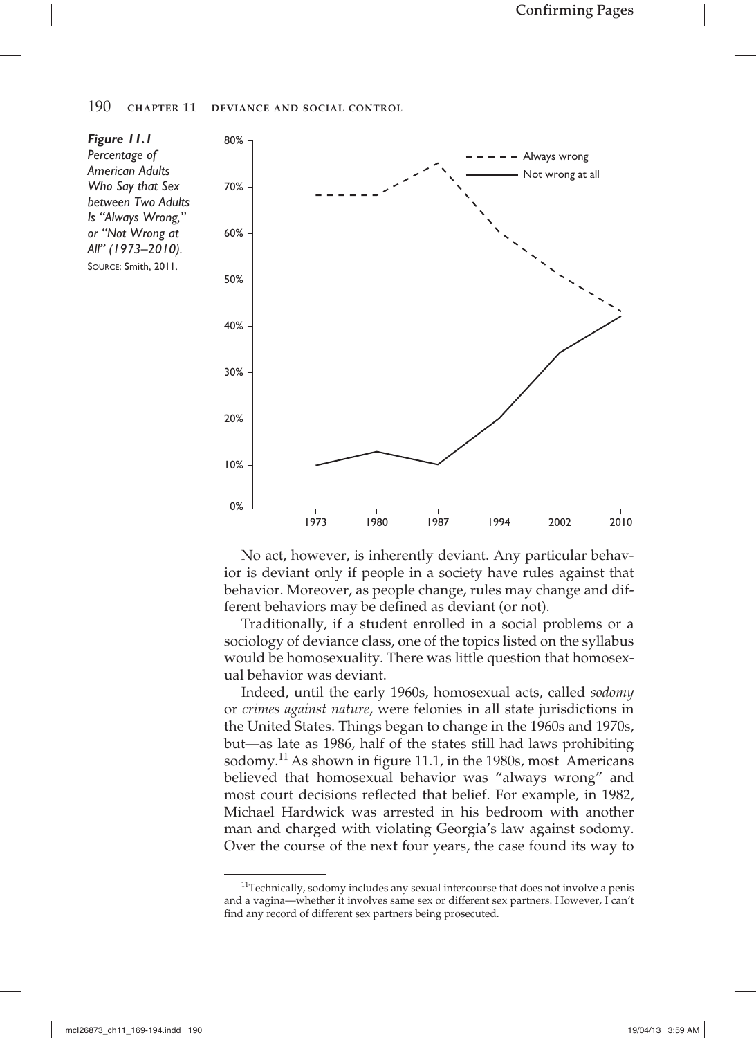*Figure 11.1*
*Percentage of American Adults Who Say that Sex between Two Adults Is "Always Wrong," or "Not Wrong at All" (1973–2010).*
SOURCE: Smith, 2011.

No act, however, is inherently deviant. Any particular behavior is deviant only if people in a society have rules against that behavior. Moreover, as people change, rules may change and different behaviors may be defined as deviant (or not).

Traditionally, if a student enrolled in a social problems or a sociology of deviance class, one of the topics listed on the syllabus would be homosexuality. There was little question that homosexual behavior was deviant.

Indeed, until the early 1960s, homosexual acts, called *sodomy* or *crimes against nature*, were felonies in all state jurisdictions in the United States. Things began to change in the 1960s and 1970s, but—as late as 1986, half of the states still had laws prohibiting sodomy.[11] As shown in figure 11.1, in the 1980s, most Americans believed that homosexual behavior was "always wrong" and most court decisions reflected that belief. For example, in 1982, Michael Hardwick was arrested in his bedroom with another man and charged with violating Georgia's law against sodomy. Over the course of the next four years, the case found its way to

[11]Technically, sodomy includes any sexual intercourse that does not involve a penis and a vagina—whether it involves same sex or different sex partners. However, I can't find any record of different sex partners being prosecuted.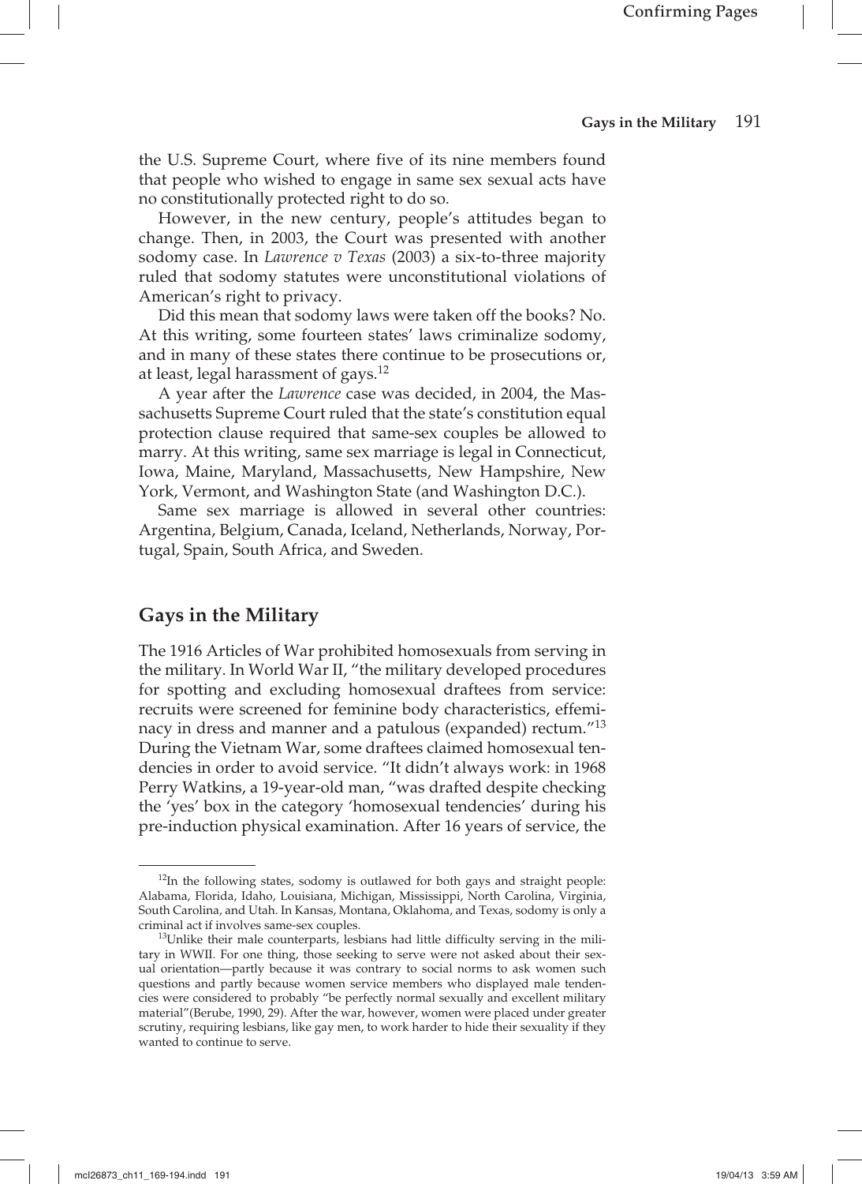the U.S. Supreme Court, where five of its nine members found that people who wished to engage in same sex sexual acts have no constitutionally protected right to do so.

However, in the new century, people's attitudes began to change. Then, in 2003, the Court was presented with another sodomy case. In *Lawrence v Texas* (2003) a six-to-three majority ruled that sodomy statutes were unconstitutional violations of American's right to privacy.

Did this mean that sodomy laws were taken off the books? No. At this writing, some fourteen states' laws criminalize sodomy, and in many of these states there continue to be prosecutions or, at least, legal harassment of gays.[12]

A year after the *Lawrence* case was decided, in 2004, the Massachusetts Supreme Court ruled that the state's constitution equal protection clause required that same-sex couples be allowed to marry. At this writing, same sex marriage is legal in Connecticut, Iowa, Maine, Maryland, Massachusetts, New Hampshire, New York, Vermont, and Washington State (and Washington D.C.).

Same sex marriage is allowed in several other countries: Argentina, Belgium, Canada, Iceland, Netherlands, Norway, Portugal, Spain, South Africa, and Sweden.

## Gays in the Military

The 1916 Articles of War prohibited homosexuals from serving in the military. In World War II, "the military developed procedures for spotting and excluding homosexual draftees from service: recruits were screened for feminine body characteristics, effeminacy in dress and manner and a patulous (expanded) rectum."[13] During the Vietnam War, some draftees claimed homosexual tendencies in order to avoid service. "It didn't always work: in 1968 Perry Watkins, a 19-year-old man, "was drafted despite checking the 'yes' box in the category 'homosexual tendencies' during his pre-induction physical examination. After 16 years of service, the

---

[12] In the following states, sodomy is outlawed for both gays and straight people: Alabama, Florida, Idaho, Louisiana, Michigan, Mississippi, North Carolina, Virginia, South Carolina, and Utah. In Kansas, Montana, Oklahoma, and Texas, sodomy is only a criminal act if involves same-sex couples.

[13] Unlike their male counterparts, lesbians had little difficulty serving in the military in WWII. For one thing, those seeking to serve were not asked about their sexual orientation—partly because it was contrary to social norms to ask women such questions and partly because women service members who displayed male tendencies were considered to probably "be perfectly normal sexually and excellent military material"(Berube, 1990, 29). After the war, however, women were placed under greater scrutiny, requiring lesbians, like gay men, to work harder to hide their sexuality if they wanted to continue to serve.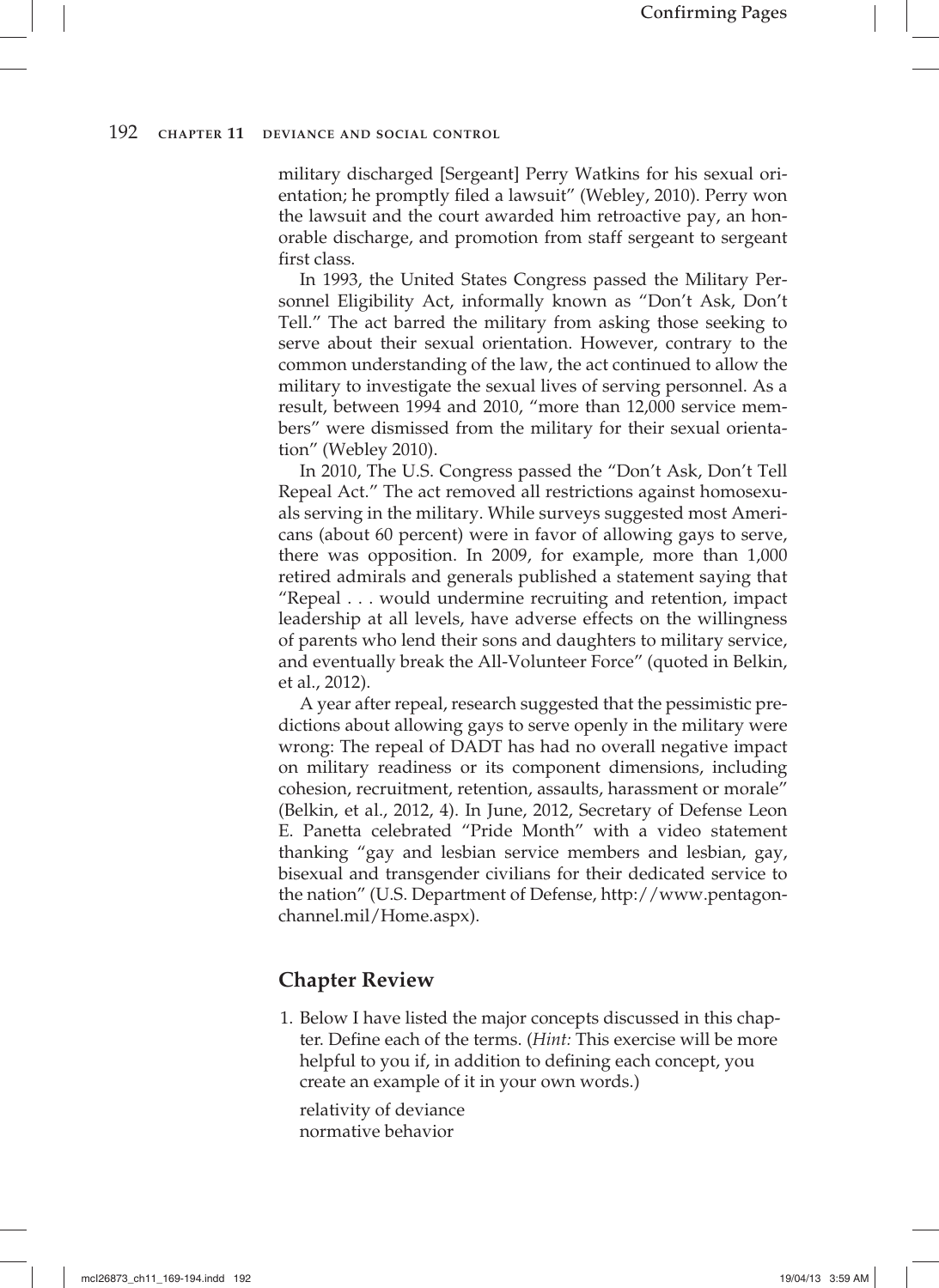military discharged [Sergeant] Perry Watkins for his sexual orientation; he promptly filed a lawsuit" (Webley, 2010). Perry won the lawsuit and the court awarded him retroactive pay, an honorable discharge, and promotion from staff sergeant to sergeant first class.

In 1993, the United States Congress passed the Military Personnel Eligibility Act, informally known as "Don't Ask, Don't Tell." The act barred the military from asking those seeking to serve about their sexual orientation. However, contrary to the common understanding of the law, the act continued to allow the military to investigate the sexual lives of serving personnel. As a result, between 1994 and 2010, "more than 12,000 service members" were dismissed from the military for their sexual orientation" (Webley 2010).

In 2010, The U.S. Congress passed the "Don't Ask, Don't Tell Repeal Act." The act removed all restrictions against homosexuals serving in the military. While surveys suggested most Americans (about 60 percent) were in favor of allowing gays to serve, there was opposition. In 2009, for example, more than 1,000 retired admirals and generals published a statement saying that "Repeal . . . would undermine recruiting and retention, impact leadership at all levels, have adverse effects on the willingness of parents who lend their sons and daughters to military service, and eventually break the All-Volunteer Force" (quoted in Belkin, et al., 2012).

A year after repeal, research suggested that the pessimistic predictions about allowing gays to serve openly in the military were wrong: The repeal of DADT has had no overall negative impact on military readiness or its component dimensions, including cohesion, recruitment, retention, assaults, harassment or morale" (Belkin, et al., 2012, 4). In June, 2012, Secretary of Defense Leon E. Panetta celebrated "Pride Month" with a video statement thanking "gay and lesbian service members and lesbian, gay, bisexual and transgender civilians for their dedicated service to the nation" (U.S. Department of Defense, http://www.pentagonchannel.mil/Home.aspx).

## Chapter Review

1. Below I have listed the major concepts discussed in this chapter. Define each of the terms. (*Hint:* This exercise will be more helpful to you if, in addition to defining each concept, you create an example of it in your own words.)

   relativity of deviance
   normative behavior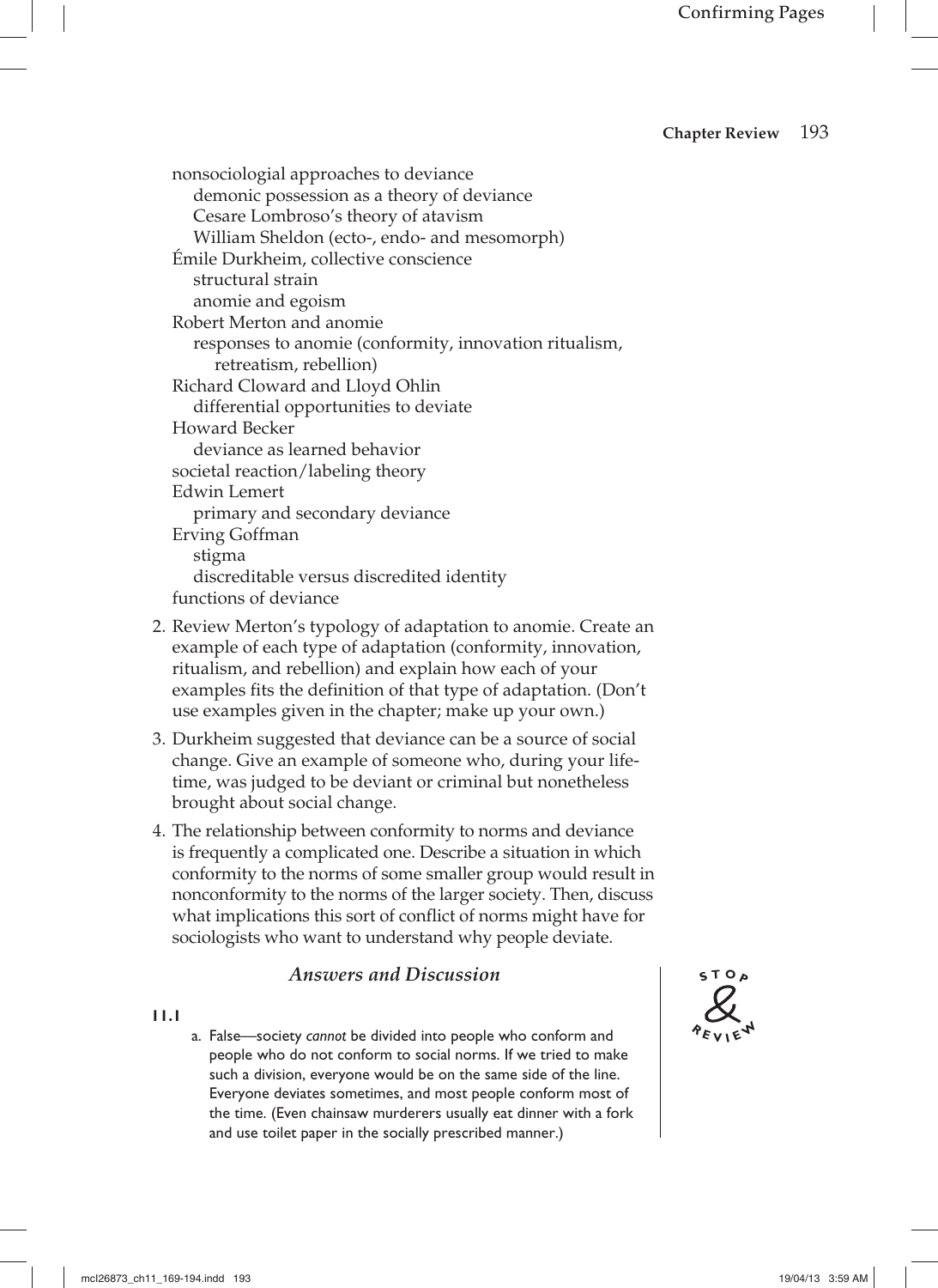- nonsociologial approaches to deviance
  - demonic possession as a theory of deviance
  - Cesare Lombroso's theory of atavism
  - William Sheldon (ecto-, endo- and mesomorph)
- Émile Durkheim, collective conscience
  - structural strain
  - anomie and egoism
- Robert Merton and anomie
  - responses to anomie (conformity, innovation ritualism, retreatism, rebellion)
- Richard Cloward and Lloyd Ohlin
  - differential opportunities to deviate
- Howard Becker
  - deviance as learned behavior
- societal reaction/labeling theory
- Edwin Lemert
  - primary and secondary deviance
- Erving Goffman
  - stigma
  - discreditable versus discredited identity
- functions of deviance

2. Review Merton's typology of adaptation to anomie. Create an example of each type of adaptation (conformity, innovation, ritualism, and rebellion) and explain how each of your examples fits the definition of that type of adaptation. (Don't use examples given in the chapter; make up your own.)
3. Durkheim suggested that deviance can be a source of social change. Give an example of someone who, during your lifetime, was judged to be deviant or criminal but nonetheless brought about social change.
4. The relationship between conformity to norms and deviance is frequently a complicated one. Describe a situation in which conformity to the norms of some smaller group would result in nonconformity to the norms of the larger society. Then, discuss what implications this sort of conflict of norms might have for sociologists who want to understand why people deviate.

### *Answers and Discussion*

STOP & REVIEW

**11.1**

a. False—society *cannot* be divided into people who conform and people who do not conform to social norms. If we tried to make such a division, everyone would be on the same side of the line. Everyone deviates sometimes, and most people conform most of the time. (Even chainsaw murderers usually eat dinner with a fork and use toilet paper in the socially prescribed manner.)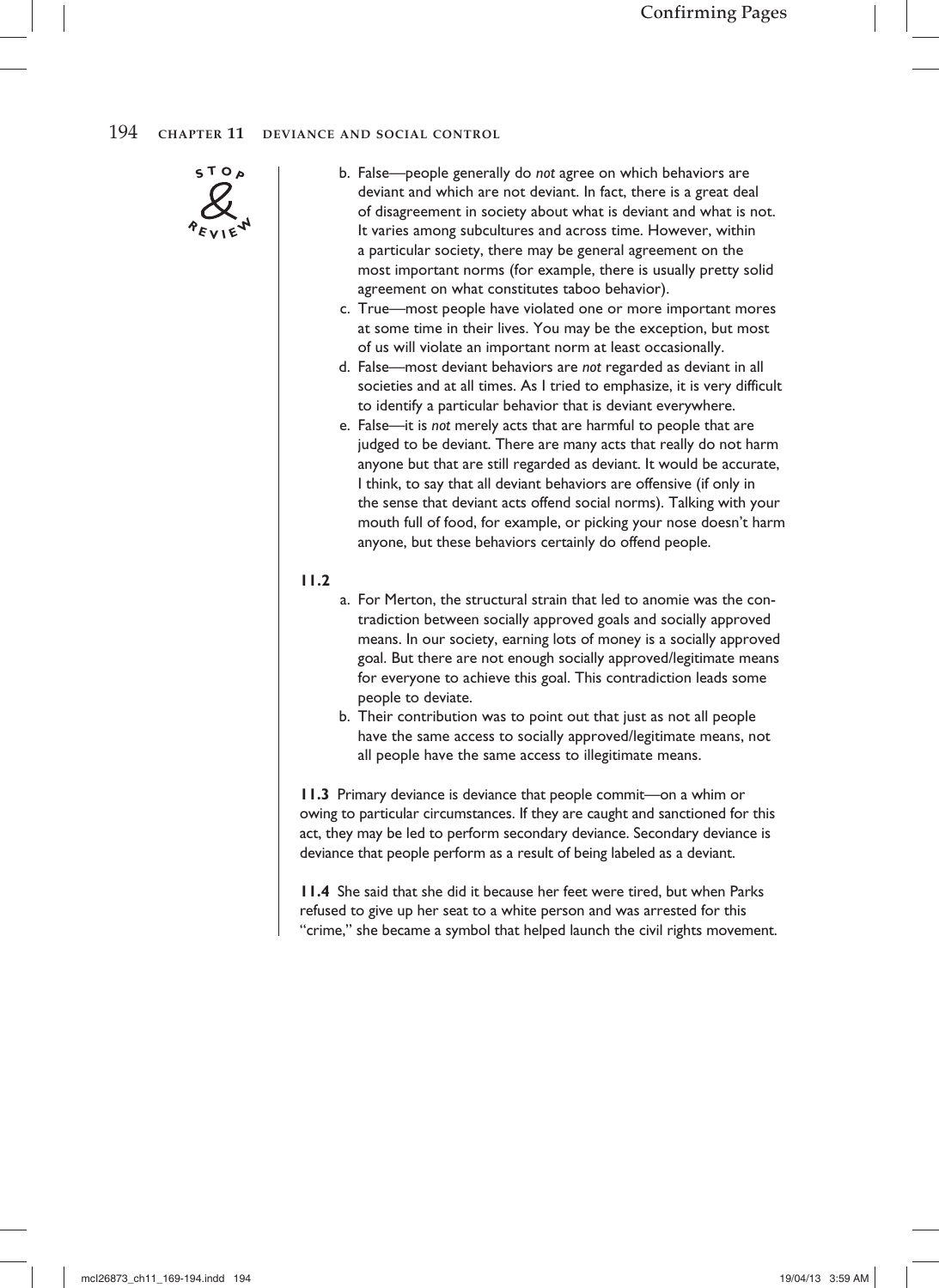b. False—people generally do *not* agree on which behaviors are deviant and which are not deviant. In fact, there is a great deal of disagreement in society about what is deviant and what is not. It varies among subcultures and across time. However, within a particular society, there may be general agreement on the most important norms (for example, there is usually pretty solid agreement on what constitutes taboo behavior).

c. True—most people have violated one or more important mores at some time in their lives. You may be the exception, but most of us will violate an important norm at least occasionally.

d. False—most deviant behaviors are *not* regarded as deviant in all societies and at all times. As I tried to emphasize, it is very difficult to identify a particular behavior that is deviant everywhere.

e. False—it is *not* merely acts that are harmful to people that are judged to be deviant. There are many acts that really do not harm anyone but that are still regarded as deviant. It would be accurate, I think, to say that all deviant behaviors are offensive (if only in the sense that deviant acts offend social norms). Talking with your mouth full of food, for example, or picking your nose doesn't harm anyone, but these behaviors certainly do offend people.

**11.2**

a. For Merton, the structural strain that led to anomie was the contradiction between socially approved goals and socially approved means. In our society, earning lots of money is a socially approved goal. But there are not enough socially approved/legitimate means for everyone to achieve this goal. This contradiction leads some people to deviate.

b. Their contribution was to point out that just as not all people have the same access to socially approved/legitimate means, not all people have the same access to illegitimate means.

**11.3** Primary deviance is deviance that people commit—on a whim or owing to particular circumstances. If they are caught and sanctioned for this act, they may be led to perform secondary deviance. Secondary deviance is deviance that people perform as a result of being labeled as a deviant.

**11.4** She said that she did it because her feet were tired, but when Parks refused to give up her seat to a white person and was arrested for this "crime," she became a symbol that helped launch the civil rights movement.